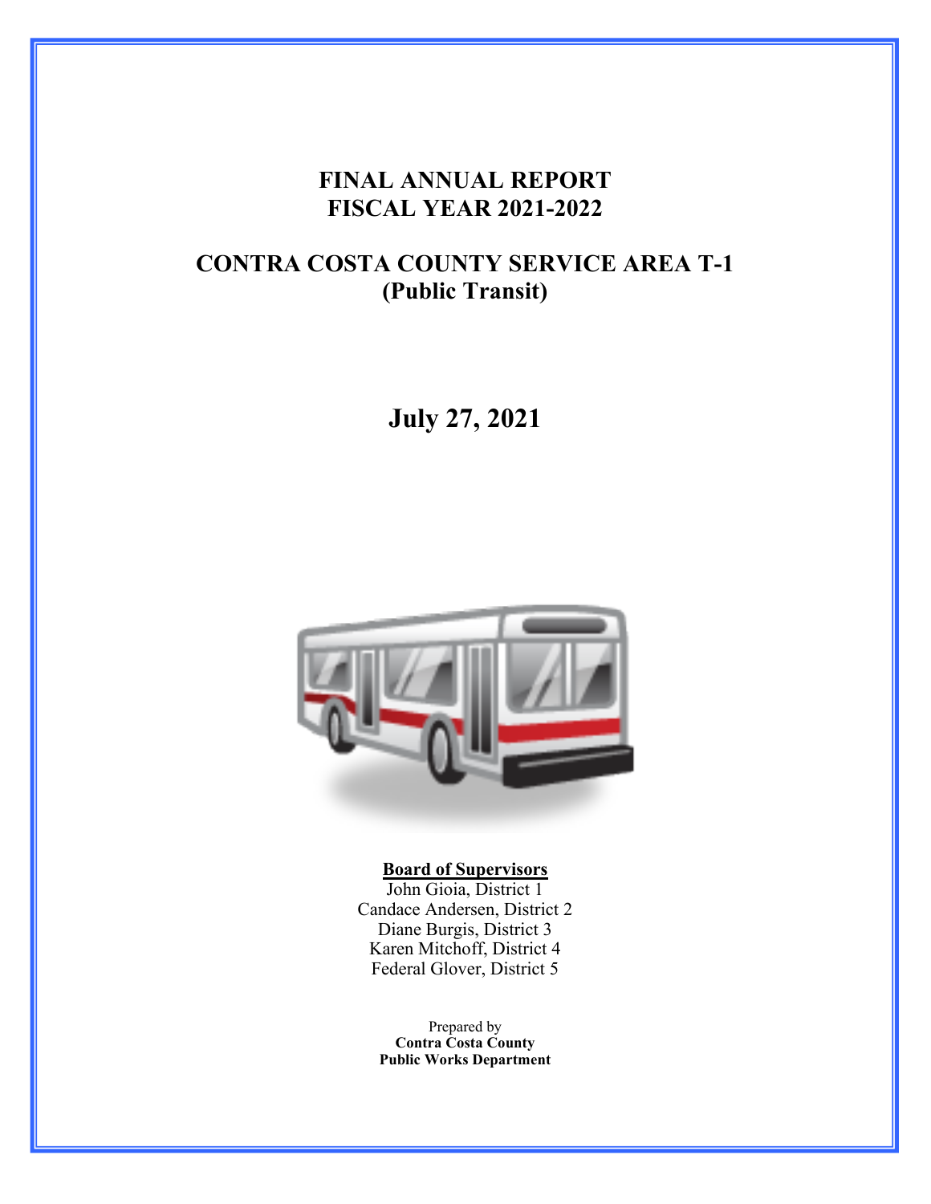# FINAL ANNUAL REPORT
# FISCAL YEAR 2021-2022

## CONTRA COSTA COUNTY SERVICE AREA T-1
## (Public Transit)

## July 27, 2021

**Board of Supervisors**

John Gioia, District 1
Candace Andersen, District 2
Diane Burgis, District 3
Karen Mitchoff, District 4
Federal Glover, District 5

Prepared by
**Contra Costa County**
**Public Works Department**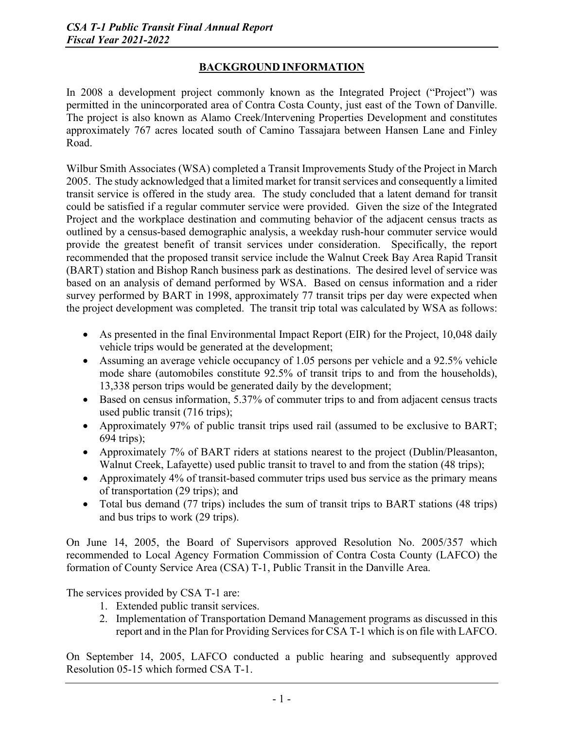## BACKGROUND INFORMATION

In 2008 a development project commonly known as the Integrated Project ("Project") was permitted in the unincorporated area of Contra Costa County, just east of the Town of Danville. The project is also known as Alamo Creek/Intervening Properties Development and constitutes approximately 767 acres located south of Camino Tassajara between Hansen Lane and Finley Road.

Wilbur Smith Associates (WSA) completed a Transit Improvements Study of the Project in March 2005. The study acknowledged that a limited market for transit services and consequently a limited transit service is offered in the study area. The study concluded that a latent demand for transit could be satisfied if a regular commuter service were provided. Given the size of the Integrated Project and the workplace destination and commuting behavior of the adjacent census tracts as outlined by a census-based demographic analysis, a weekday rush-hour commuter service would provide the greatest benefit of transit services under consideration. Specifically, the report recommended that the proposed transit service include the Walnut Creek Bay Area Rapid Transit (BART) station and Bishop Ranch business park as destinations. The desired level of service was based on an analysis of demand performed by WSA. Based on census information and a rider survey performed by BART in 1998, approximately 77 transit trips per day were expected when the project development was completed. The transit trip total was calculated by WSA as follows:

- As presented in the final Environmental Impact Report (EIR) for the Project, 10,048 daily vehicle trips would be generated at the development;
- Assuming an average vehicle occupancy of 1.05 persons per vehicle and a 92.5% vehicle mode share (automobiles constitute 92.5% of transit trips to and from the households), 13,338 person trips would be generated daily by the development;
- Based on census information, 5.37% of commuter trips to and from adjacent census tracts used public transit (716 trips);
- Approximately 97% of public transit trips used rail (assumed to be exclusive to BART; 694 trips);
- Approximately 7% of BART riders at stations nearest to the project (Dublin/Pleasanton, Walnut Creek, Lafayette) used public transit to travel to and from the station (48 trips);
- Approximately 4% of transit-based commuter trips used bus service as the primary means of transportation (29 trips); and
- Total bus demand (77 trips) includes the sum of transit trips to BART stations (48 trips) and bus trips to work (29 trips).

On June 14, 2005, the Board of Supervisors approved Resolution No. 2005/357 which recommended to Local Agency Formation Commission of Contra Costa County (LAFCO) the formation of County Service Area (CSA) T-1, Public Transit in the Danville Area.

The services provided by CSA T-1 are:

1. Extended public transit services.
2. Implementation of Transportation Demand Management programs as discussed in this report and in the Plan for Providing Services for CSA T-1 which is on file with LAFCO.

On September 14, 2005, LAFCO conducted a public hearing and subsequently approved Resolution 05-15 which formed CSA T-1.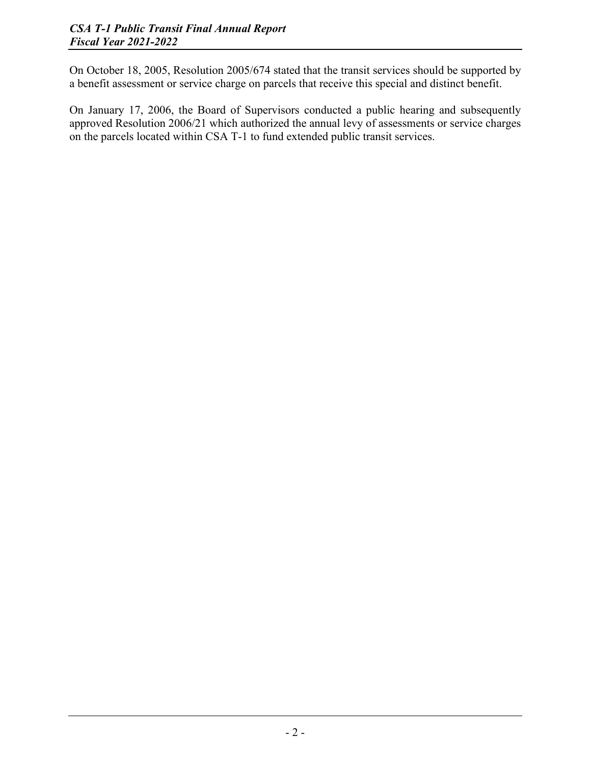On October 18, 2005, Resolution 2005/674 stated that the transit services should be supported by a benefit assessment or service charge on parcels that receive this special and distinct benefit.

On January 17, 2006, the Board of Supervisors conducted a public hearing and subsequently approved Resolution 2006/21 which authorized the annual levy of assessments or service charges on the parcels located within CSA T-1 to fund extended public transit services.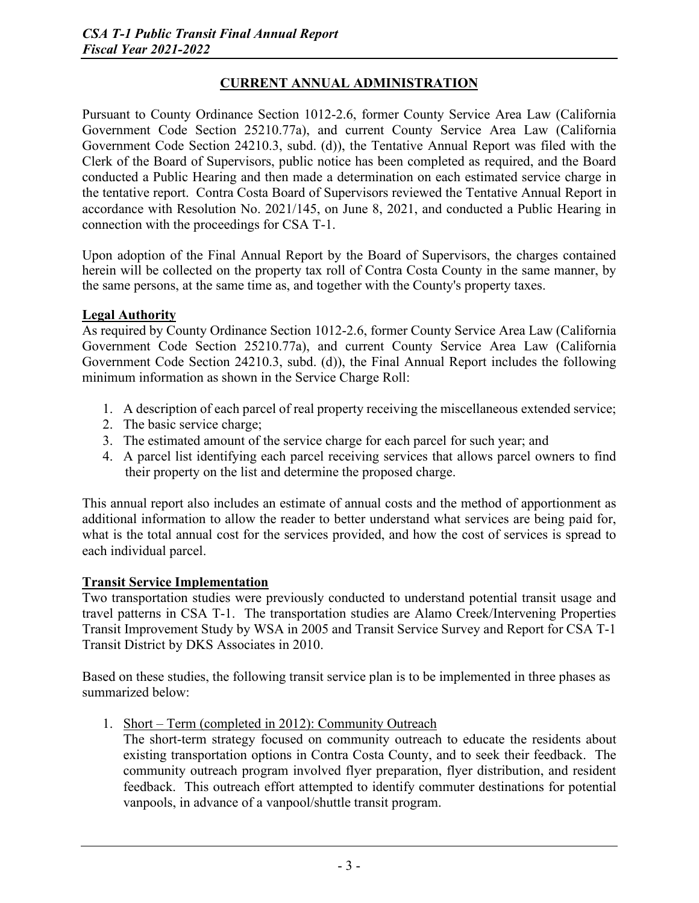## CURRENT ANNUAL ADMINISTRATION

Pursuant to County Ordinance Section 1012-2.6, former County Service Area Law (California Government Code Section 25210.77a), and current County Service Area Law (California Government Code Section 24210.3, subd. (d)), the Tentative Annual Report was filed with the Clerk of the Board of Supervisors, public notice has been completed as required, and the Board conducted a Public Hearing and then made a determination on each estimated service charge in the tentative report. Contra Costa Board of Supervisors reviewed the Tentative Annual Report in accordance with Resolution No. 2021/145, on June 8, 2021, and conducted a Public Hearing in connection with the proceedings for CSA T-1.

Upon adoption of the Final Annual Report by the Board of Supervisors, the charges contained herein will be collected on the property tax roll of Contra Costa County in the same manner, by the same persons, at the same time as, and together with the County's property taxes.

### Legal Authority

As required by County Ordinance Section 1012-2.6, former County Service Area Law (California Government Code Section 25210.77a), and current County Service Area Law (California Government Code Section 24210.3, subd. (d)), the Final Annual Report includes the following minimum information as shown in the Service Charge Roll:

1. A description of each parcel of real property receiving the miscellaneous extended service;
2. The basic service charge;
3. The estimated amount of the service charge for each parcel for such year; and
4. A parcel list identifying each parcel receiving services that allows parcel owners to find their property on the list and determine the proposed charge.

This annual report also includes an estimate of annual costs and the method of apportionment as additional information to allow the reader to better understand what services are being paid for, what is the total annual cost for the services provided, and how the cost of services is spread to each individual parcel.

### Transit Service Implementation

Two transportation studies were previously conducted to understand potential transit usage and travel patterns in CSA T-1. The transportation studies are Alamo Creek/Intervening Properties Transit Improvement Study by WSA in 2005 and Transit Service Survey and Report for CSA T-1 Transit District by DKS Associates in 2010.

Based on these studies, the following transit service plan is to be implemented in three phases as summarized below:

1. Short – Term (completed in 2012): Community Outreach

   The short-term strategy focused on community outreach to educate the residents about existing transportation options in Contra Costa County, and to seek their feedback. The community outreach program involved flyer preparation, flyer distribution, and resident feedback. This outreach effort attempted to identify commuter destinations for potential vanpools, in advance of a vanpool/shuttle transit program.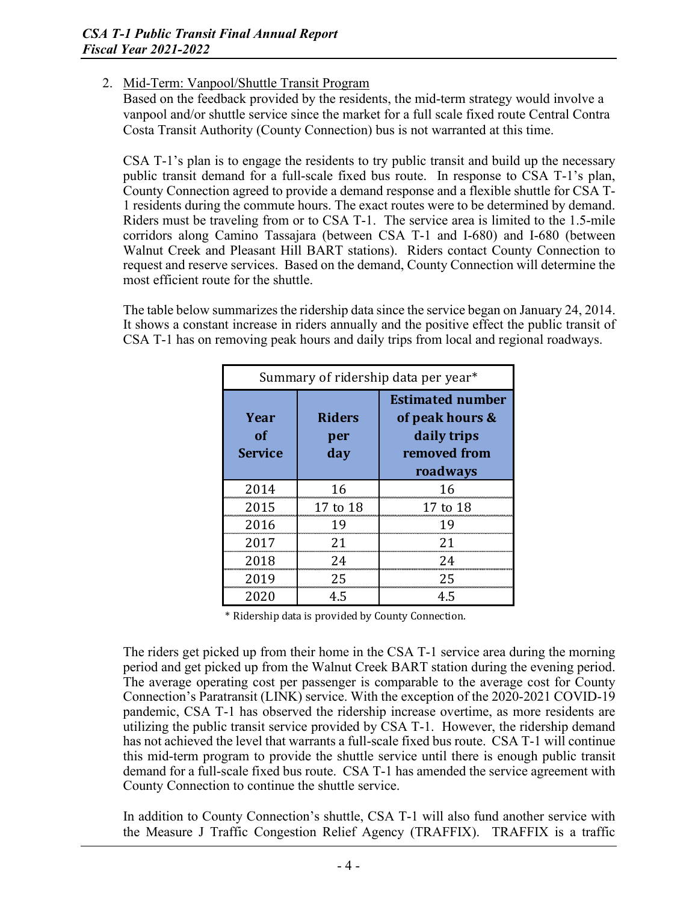2. Mid-Term: Vanpool/Shuttle Transit Program

Based on the feedback provided by the residents, the mid-term strategy would involve a vanpool and/or shuttle service since the market for a full scale fixed route Central Contra Costa Transit Authority (County Connection) bus is not warranted at this time.

CSA T-1's plan is to engage the residents to try public transit and build up the necessary public transit demand for a full-scale fixed bus route. In response to CSA T-1's plan, County Connection agreed to provide a demand response and a flexible shuttle for CSA T-1 residents during the commute hours. The exact routes were to be determined by demand. Riders must be traveling from or to CSA T-1. The service area is limited to the 1.5-mile corridors along Camino Tassajara (between CSA T-1 and I-680) and I-680 (between Walnut Creek and Pleasant Hill BART stations). Riders contact County Connection to request and reserve services. Based on the demand, County Connection will determine the most efficient route for the shuttle.

The table below summarizes the ridership data since the service began on January 24, 2014. It shows a constant increase in riders annually and the positive effect the public transit of CSA T-1 has on removing peak hours and daily trips from local and regional roadways.

Summary of ridership data per year*

| Year of Service | Riders per day | Estimated number of peak hours & daily trips removed from roadways |
|---|---|---|
| 2014 | 16 | 16 |
| 2015 | 17 to 18 | 17 to 18 |
| 2016 | 19 | 19 |
| 2017 | 21 | 21 |
| 2018 | 24 | 24 |
| 2019 | 25 | 25 |
| 2020 | 4.5 | 4.5 |

\* Ridership data is provided by County Connection.

The riders get picked up from their home in the CSA T-1 service area during the morning period and get picked up from the Walnut Creek BART station during the evening period. The average operating cost per passenger is comparable to the average cost for County Connection's Paratransit (LINK) service. With the exception of the 2020-2021 COVID-19 pandemic, CSA T-1 has observed the ridership increase overtime, as more residents are utilizing the public transit service provided by CSA T-1. However, the ridership demand has not achieved the level that warrants a full-scale fixed bus route. CSA T-1 will continue this mid-term program to provide the shuttle service until there is enough public transit demand for a full-scale fixed bus route. CSA T-1 has amended the service agreement with County Connection to continue the shuttle service.

In addition to County Connection's shuttle, CSA T-1 will also fund another service with the Measure J Traffic Congestion Relief Agency (TRAFFIX). TRAFFIX is a traffic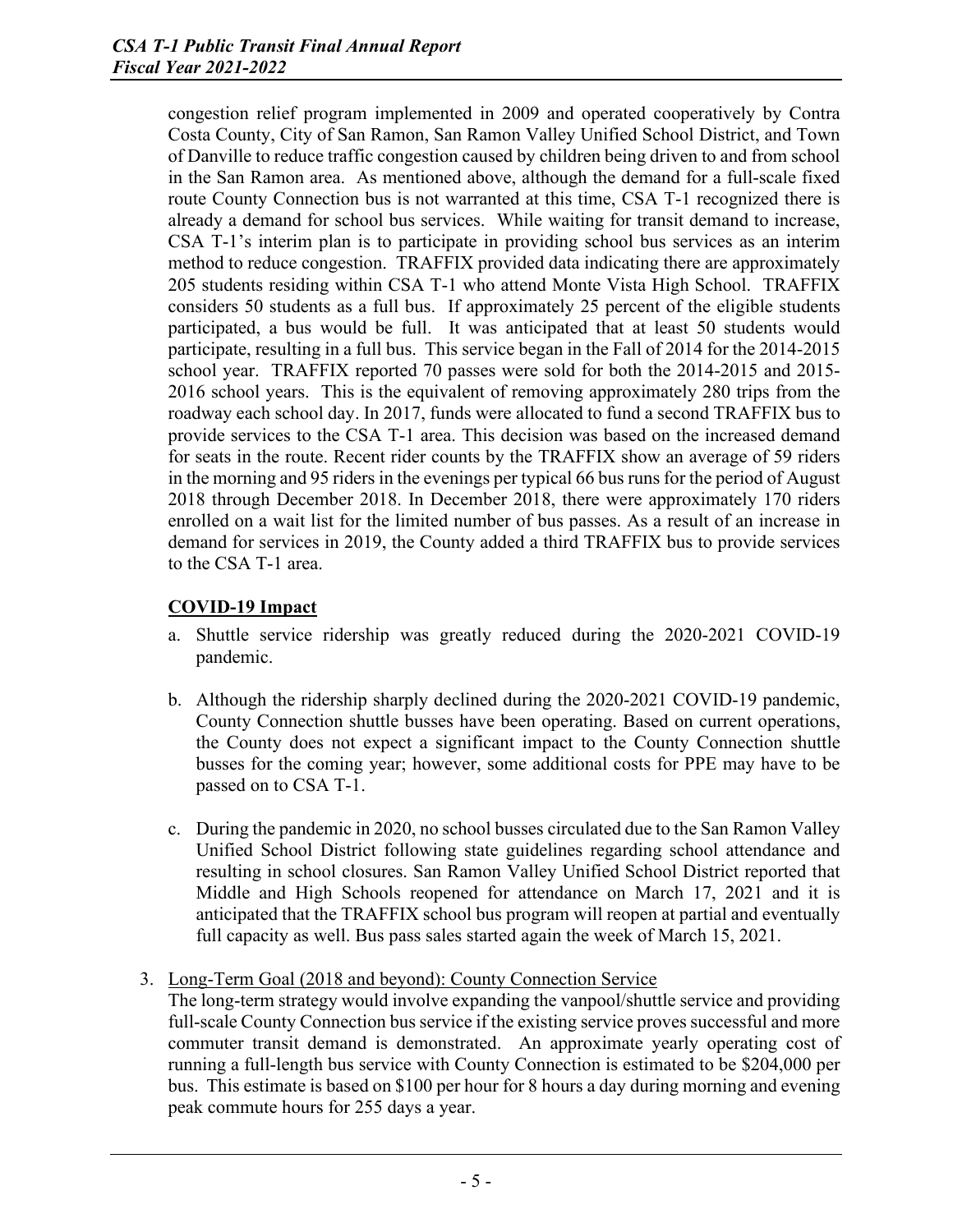congestion relief program implemented in 2009 and operated cooperatively by Contra Costa County, City of San Ramon, San Ramon Valley Unified School District, and Town of Danville to reduce traffic congestion caused by children being driven to and from school in the San Ramon area. As mentioned above, although the demand for a full-scale fixed route County Connection bus is not warranted at this time, CSA T-1 recognized there is already a demand for school bus services. While waiting for transit demand to increase, CSA T-1's interim plan is to participate in providing school bus services as an interim method to reduce congestion. TRAFFIX provided data indicating there are approximately 205 students residing within CSA T-1 who attend Monte Vista High School. TRAFFIX considers 50 students as a full bus. If approximately 25 percent of the eligible students participated, a bus would be full. It was anticipated that at least 50 students would participate, resulting in a full bus. This service began in the Fall of 2014 for the 2014-2015 school year. TRAFFIX reported 70 passes were sold for both the 2014-2015 and 2015-2016 school years. This is the equivalent of removing approximately 280 trips from the roadway each school day. In 2017, funds were allocated to fund a second TRAFFIX bus to provide services to the CSA T-1 area. This decision was based on the increased demand for seats in the route. Recent rider counts by the TRAFFIX show an average of 59 riders in the morning and 95 riders in the evenings per typical 66 bus runs for the period of August 2018 through December 2018. In December 2018, there were approximately 170 riders enrolled on a wait list for the limited number of bus passes. As a result of an increase in demand for services in 2019, the County added a third TRAFFIX bus to provide services to the CSA T-1 area.

**COVID-19 Impact**

a. Shuttle service ridership was greatly reduced during the 2020-2021 COVID-19 pandemic.

b. Although the ridership sharply declined during the 2020-2021 COVID-19 pandemic, County Connection shuttle busses have been operating. Based on current operations, the County does not expect a significant impact to the County Connection shuttle busses for the coming year; however, some additional costs for PPE may have to be passed on to CSA T-1.

c. During the pandemic in 2020, no school busses circulated due to the San Ramon Valley Unified School District following state guidelines regarding school attendance and resulting in school closures. San Ramon Valley Unified School District reported that Middle and High Schools reopened for attendance on March 17, 2021 and it is anticipated that the TRAFFIX school bus program will reopen at partial and eventually full capacity as well. Bus pass sales started again the week of March 15, 2021.

3. Long-Term Goal (2018 and beyond): County Connection Service

The long-term strategy would involve expanding the vanpool/shuttle service and providing full-scale County Connection bus service if the existing service proves successful and more commuter transit demand is demonstrated. An approximate yearly operating cost of running a full-length bus service with County Connection is estimated to be $204,000 per bus. This estimate is based on $100 per hour for 8 hours a day during morning and evening peak commute hours for 255 days a year.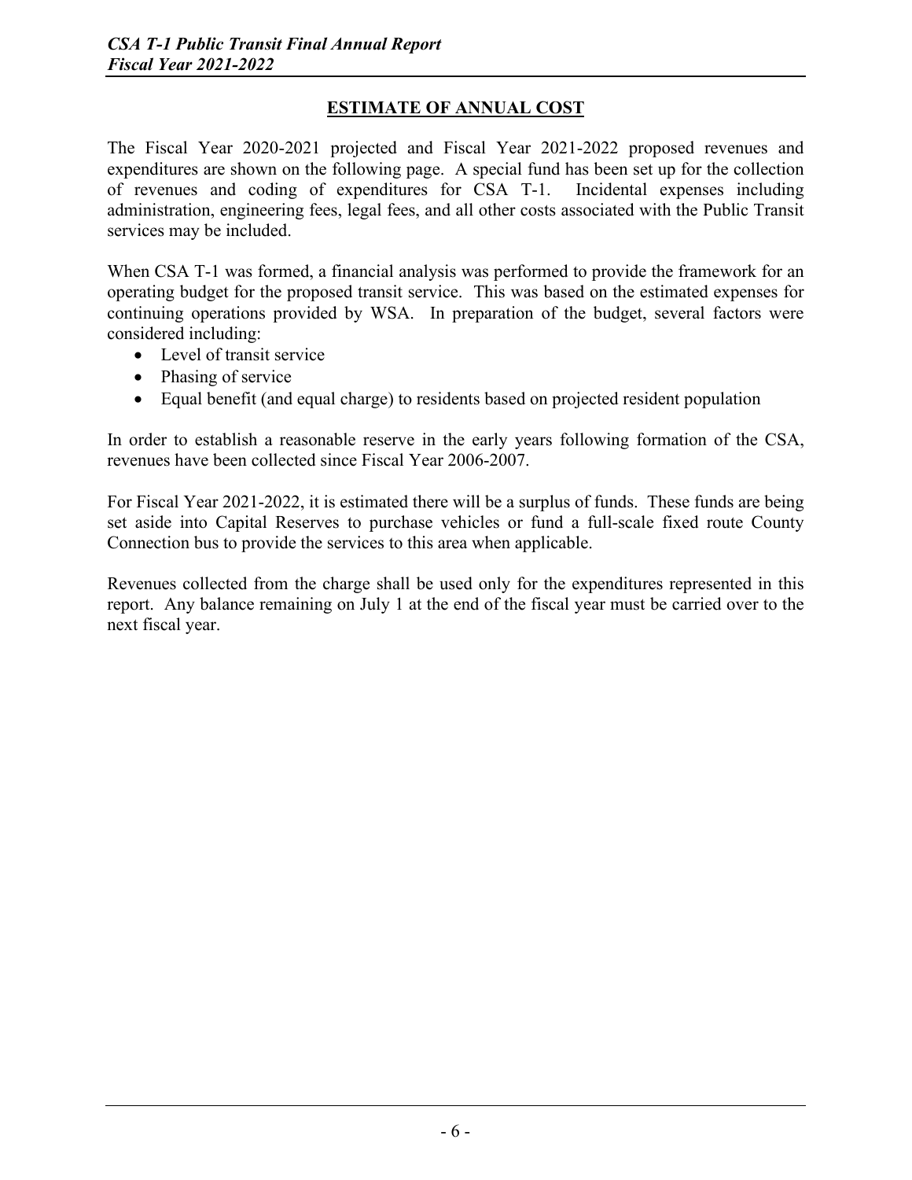## ESTIMATE OF ANNUAL COST

The Fiscal Year 2020-2021 projected and Fiscal Year 2021-2022 proposed revenues and expenditures are shown on the following page. A special fund has been set up for the collection of revenues and coding of expenditures for CSA T-1. Incidental expenses including administration, engineering fees, legal fees, and all other costs associated with the Public Transit services may be included.

When CSA T-1 was formed, a financial analysis was performed to provide the framework for an operating budget for the proposed transit service. This was based on the estimated expenses for continuing operations provided by WSA. In preparation of the budget, several factors were considered including:

- Level of transit service
- Phasing of service
- Equal benefit (and equal charge) to residents based on projected resident population

In order to establish a reasonable reserve in the early years following formation of the CSA, revenues have been collected since Fiscal Year 2006-2007.

For Fiscal Year 2021-2022, it is estimated there will be a surplus of funds. These funds are being set aside into Capital Reserves to purchase vehicles or fund a full-scale fixed route County Connection bus to provide the services to this area when applicable.

Revenues collected from the charge shall be used only for the expenditures represented in this report. Any balance remaining on July 1 at the end of the fiscal year must be carried over to the next fiscal year.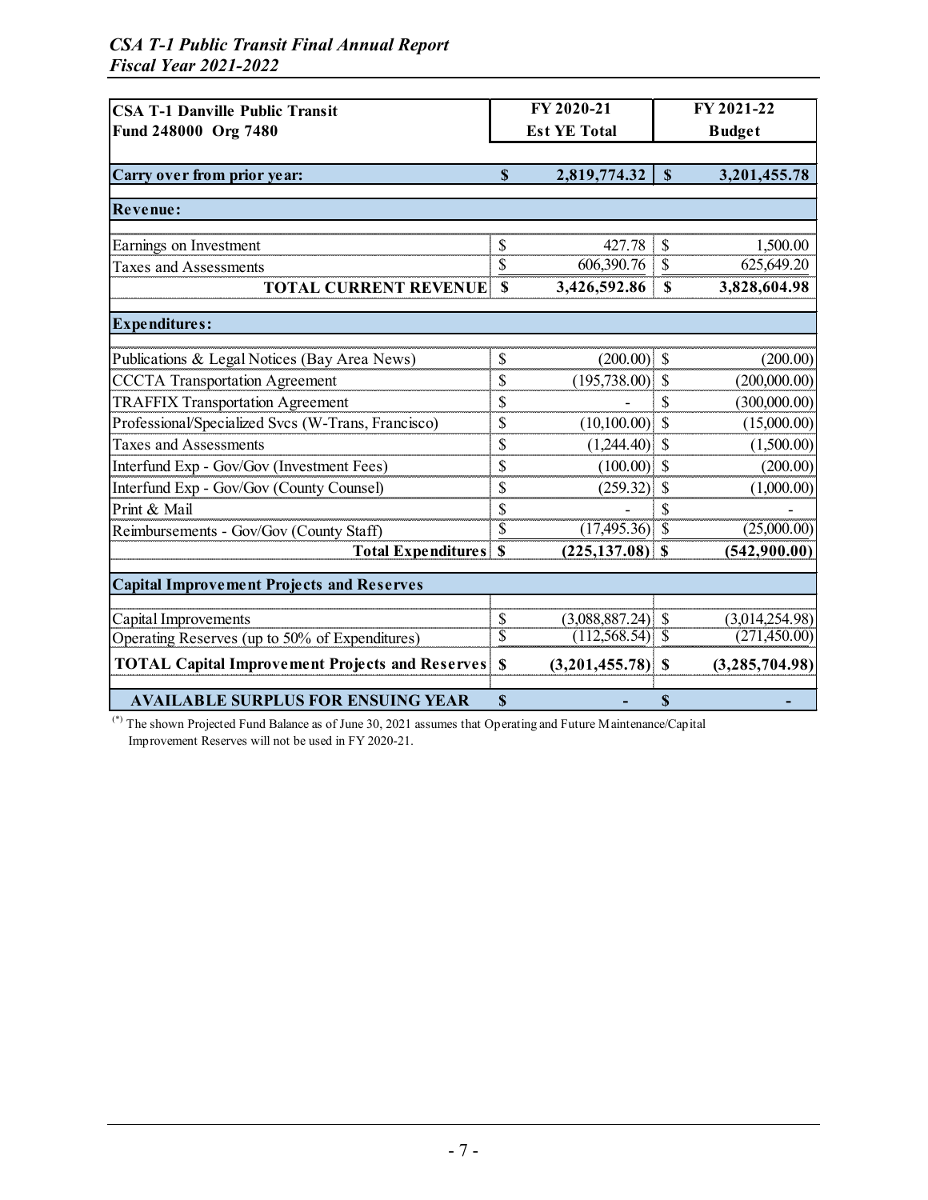| CSA T-1 Danville Public Transit<br>Fund 248000 Org 7480 | FY 2020-21<br>Est YE Total | FY 2021-22<br>Budget |
|---|---|---|
| **Carry over from prior year:** | **$ 2,819,774.32** | **$ 3,201,455.78** |
| **Revenue:** | | |
| Earnings on Investment | $ 427.78 | $ 1,500.00 |
| Taxes and Assessments | $ 606,390.76 | $ 625,649.20 |
| **TOTAL CURRENT REVENUE** | **$ 3,426,592.86** | **$ 3,828,604.98** |
| **Expenditures:** | | |
| Publications & Legal Notices (Bay Area News) | $ (200.00) | $ (200.00) |
| CCCTA Transportation Agreement | $ (195,738.00) | $ (200,000.00) |
| TRAFFIX Transportation Agreement | $ - | $ (300,000.00) |
| Professional/Specialized Svcs (W-Trans, Francisco) | $ (10,100.00) | $ (15,000.00) |
| Taxes and Assessments | $ (1,244.40) | $ (1,500.00) |
| Interfund Exp - Gov/Gov (Investment Fees) | $ (100.00) | $ (200.00) |
| Interfund Exp - Gov/Gov (County Counsel) | $ (259.32) | $ (1,000.00) |
| Print & Mail | $ - | $ - |
| Reimbursements - Gov/Gov (County Staff) | $ (17,495.36) | $ (25,000.00) |
| **Total Expenditures** | **$ (225,137.08)** | **$ (542,900.00)** |
| **Capital Improvement Projects and Reserves** | | |
| Capital Improvements | $ (3,088,887.24) | $ (3,014,254.98) |
| Operating Reserves (up to 50% of Expenditures) | $ (112,568.54) | $ (271,450.00) |
| **TOTAL Capital Improvement Projects and Reserves** | **$ (3,201,455.78)** | **$ (3,285,704.98)** |
| **AVAILABLE SURPLUS FOR ENSUING YEAR** | **$ -** | **$ -** |

(*) The shown Projected Fund Balance as of June 30, 2021 assumes that Operating and Future Maintenance/Capital Improvement Reserves will not be used in FY 2020-21.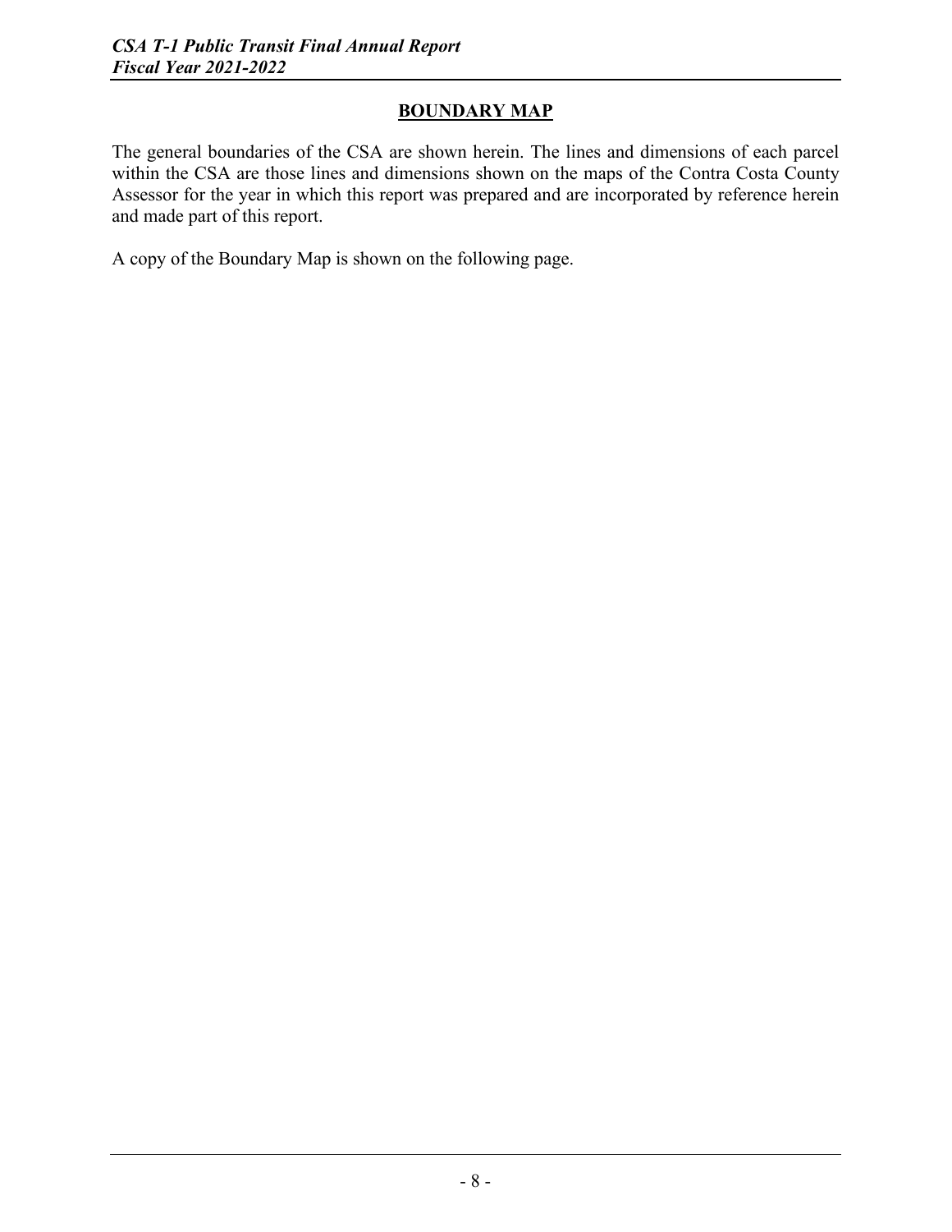## BOUNDARY MAP

The general boundaries of the CSA are shown herein. The lines and dimensions of each parcel within the CSA are those lines and dimensions shown on the maps of the Contra Costa County Assessor for the year in which this report was prepared and are incorporated by reference herein and made part of this report.

A copy of the Boundary Map is shown on the following page.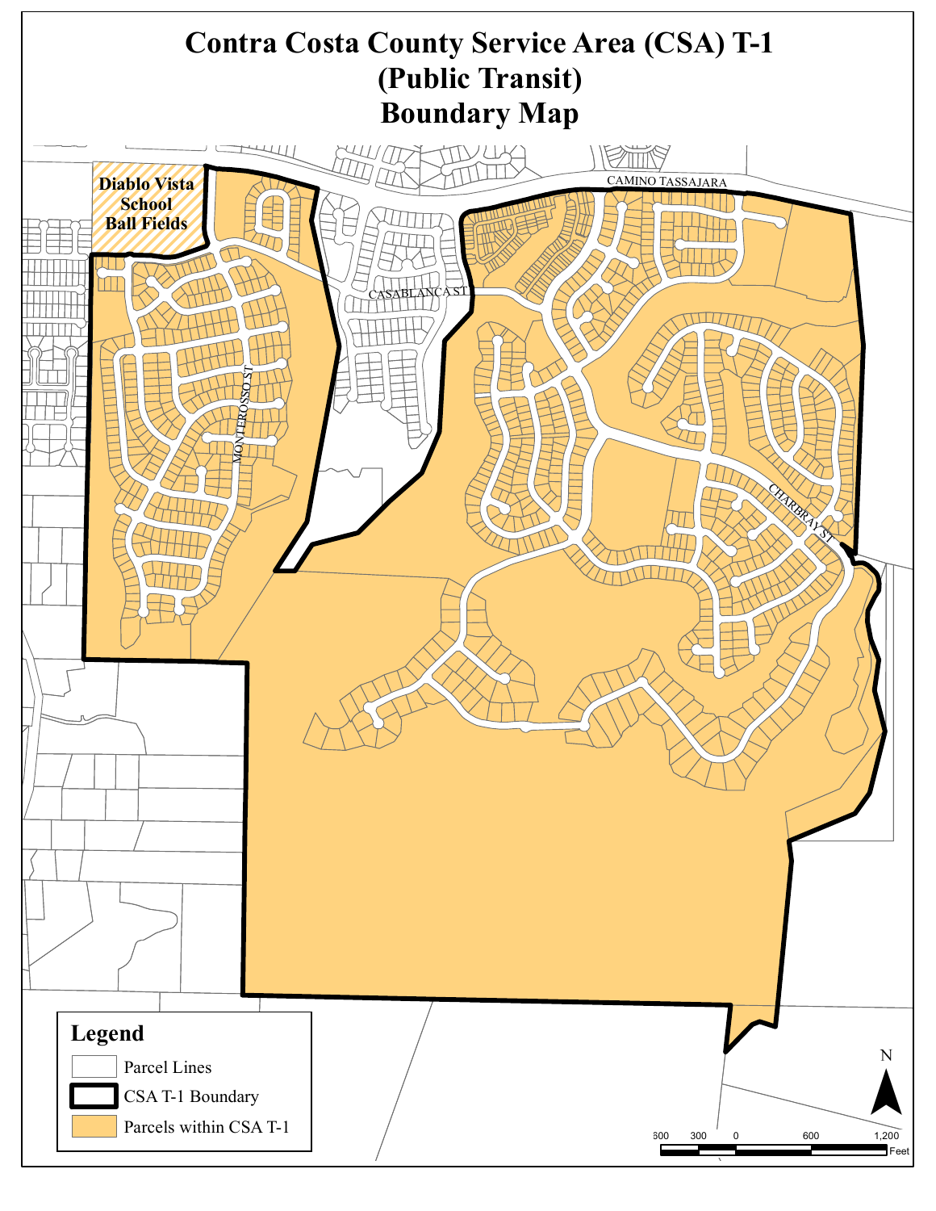# Contra Costa County Service Area (CSA) T-1
# (Public Transit)
# Boundary Map

Diablo Vista School Ball Fields

CAMINO TASSAJARA

CASABLANCA ST

MONTEROSSO ST

CHARBRAY ST

**Legend**

- Parcel Lines
- CSA T-1 Boundary
- Parcels within CSA T-1

N

600 300 0 600 1,200 Feet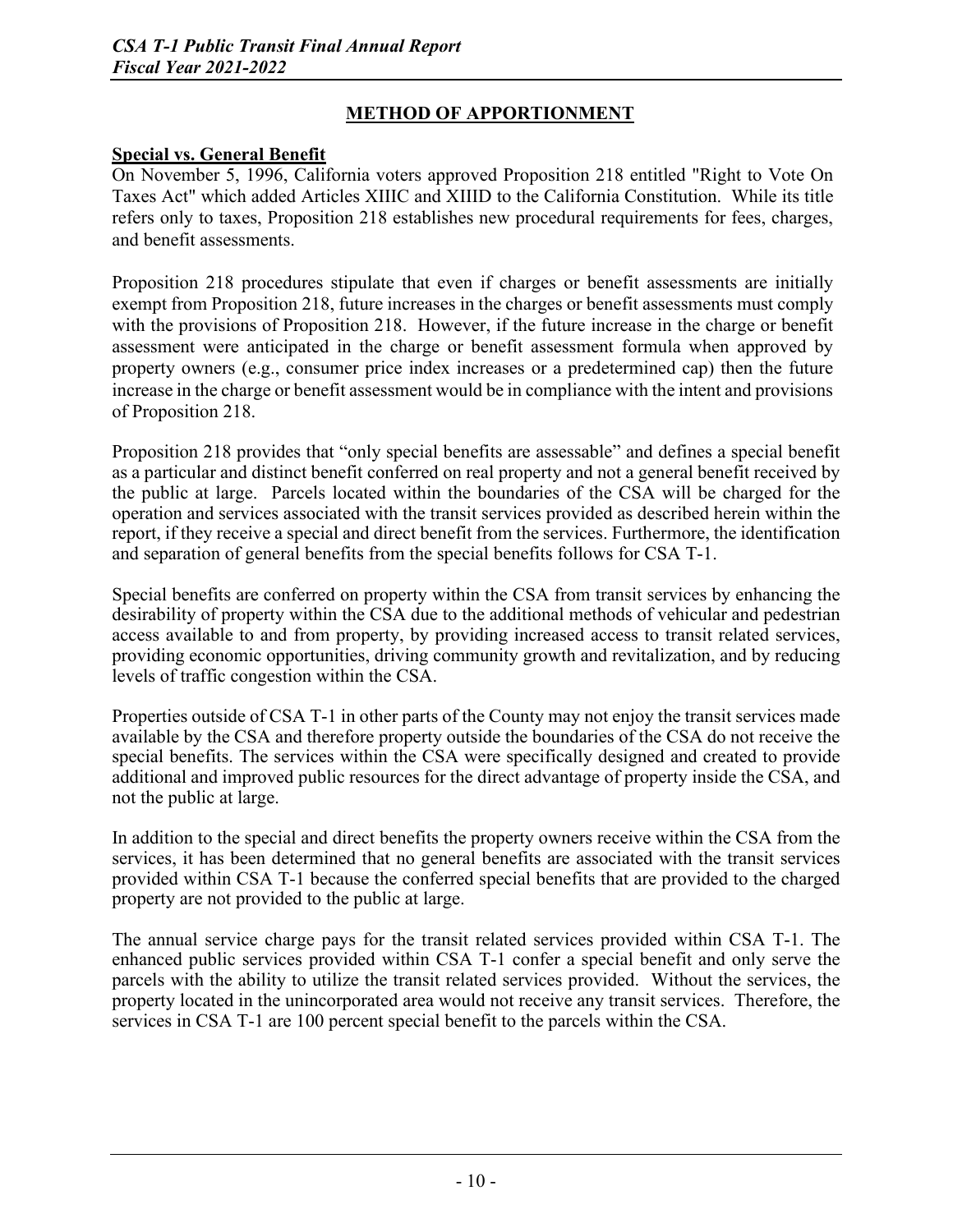## METHOD OF APPORTIONMENT

### Special vs. General Benefit

On November 5, 1996, California voters approved Proposition 218 entitled "Right to Vote On Taxes Act" which added Articles XIIIC and XIIID to the California Constitution. While its title refers only to taxes, Proposition 218 establishes new procedural requirements for fees, charges, and benefit assessments.

Proposition 218 procedures stipulate that even if charges or benefit assessments are initially exempt from Proposition 218, future increases in the charges or benefit assessments must comply with the provisions of Proposition 218. However, if the future increase in the charge or benefit assessment were anticipated in the charge or benefit assessment formula when approved by property owners (e.g., consumer price index increases or a predetermined cap) then the future increase in the charge or benefit assessment would be in compliance with the intent and provisions of Proposition 218.

Proposition 218 provides that "only special benefits are assessable" and defines a special benefit as a particular and distinct benefit conferred on real property and not a general benefit received by the public at large. Parcels located within the boundaries of the CSA will be charged for the operation and services associated with the transit services provided as described herein within the report, if they receive a special and direct benefit from the services. Furthermore, the identification and separation of general benefits from the special benefits follows for CSA T-1.

Special benefits are conferred on property within the CSA from transit services by enhancing the desirability of property within the CSA due to the additional methods of vehicular and pedestrian access available to and from property, by providing increased access to transit related services, providing economic opportunities, driving community growth and revitalization, and by reducing levels of traffic congestion within the CSA.

Properties outside of CSA T-1 in other parts of the County may not enjoy the transit services made available by the CSA and therefore property outside the boundaries of the CSA do not receive the special benefits. The services within the CSA were specifically designed and created to provide additional and improved public resources for the direct advantage of property inside the CSA, and not the public at large.

In addition to the special and direct benefits the property owners receive within the CSA from the services, it has been determined that no general benefits are associated with the transit services provided within CSA T-1 because the conferred special benefits that are provided to the charged property are not provided to the public at large.

The annual service charge pays for the transit related services provided within CSA T-1. The enhanced public services provided within CSA T-1 confer a special benefit and only serve the parcels with the ability to utilize the transit related services provided. Without the services, the property located in the unincorporated area would not receive any transit services. Therefore, the services in CSA T-1 are 100 percent special benefit to the parcels within the CSA.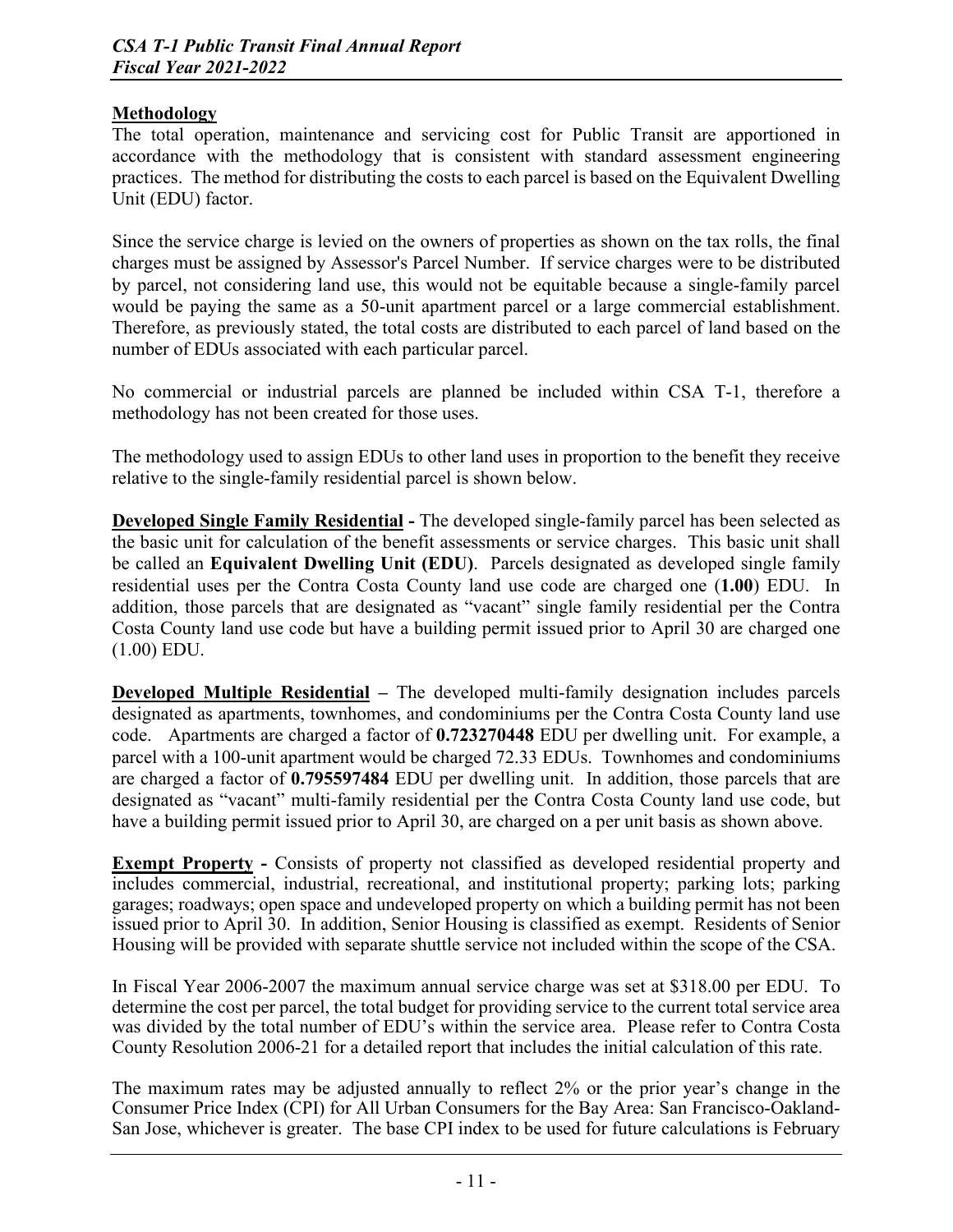## Methodology

The total operation, maintenance and servicing cost for Public Transit are apportioned in accordance with the methodology that is consistent with standard assessment engineering practices. The method for distributing the costs to each parcel is based on the Equivalent Dwelling Unit (EDU) factor.

Since the service charge is levied on the owners of properties as shown on the tax rolls, the final charges must be assigned by Assessor's Parcel Number. If service charges were to be distributed by parcel, not considering land use, this would not be equitable because a single-family parcel would be paying the same as a 50-unit apartment parcel or a large commercial establishment. Therefore, as previously stated, the total costs are distributed to each parcel of land based on the number of EDUs associated with each particular parcel.

No commercial or industrial parcels are planned be included within CSA T-1, therefore a methodology has not been created for those uses.

The methodology used to assign EDUs to other land uses in proportion to the benefit they receive relative to the single-family residential parcel is shown below.

**Developed Single Family Residential -** The developed single-family parcel has been selected as the basic unit for calculation of the benefit assessments or service charges. This basic unit shall be called an **Equivalent Dwelling Unit (EDU)**. Parcels designated as developed single family residential uses per the Contra Costa County land use code are charged one (**1.00**) EDU. In addition, those parcels that are designated as "vacant" single family residential per the Contra Costa County land use code but have a building permit issued prior to April 30 are charged one (1.00) EDU.

**Developed Multiple Residential –** The developed multi-family designation includes parcels designated as apartments, townhomes, and condominiums per the Contra Costa County land use code. Apartments are charged a factor of **0.723270448** EDU per dwelling unit. For example, a parcel with a 100-unit apartment would be charged 72.33 EDUs. Townhomes and condominiums are charged a factor of **0.795597484** EDU per dwelling unit. In addition, those parcels that are designated as "vacant" multi-family residential per the Contra Costa County land use code, but have a building permit issued prior to April 30, are charged on a per unit basis as shown above.

**Exempt Property -** Consists of property not classified as developed residential property and includes commercial, industrial, recreational, and institutional property; parking lots; parking garages; roadways; open space and undeveloped property on which a building permit has not been issued prior to April 30. In addition, Senior Housing is classified as exempt. Residents of Senior Housing will be provided with separate shuttle service not included within the scope of the CSA.

In Fiscal Year 2006-2007 the maximum annual service charge was set at $318.00 per EDU. To determine the cost per parcel, the total budget for providing service to the current total service area was divided by the total number of EDU's within the service area. Please refer to Contra Costa County Resolution 2006-21 for a detailed report that includes the initial calculation of this rate.

The maximum rates may be adjusted annually to reflect 2% or the prior year's change in the Consumer Price Index (CPI) for All Urban Consumers for the Bay Area: San Francisco-Oakland-San Jose, whichever is greater. The base CPI index to be used for future calculations is February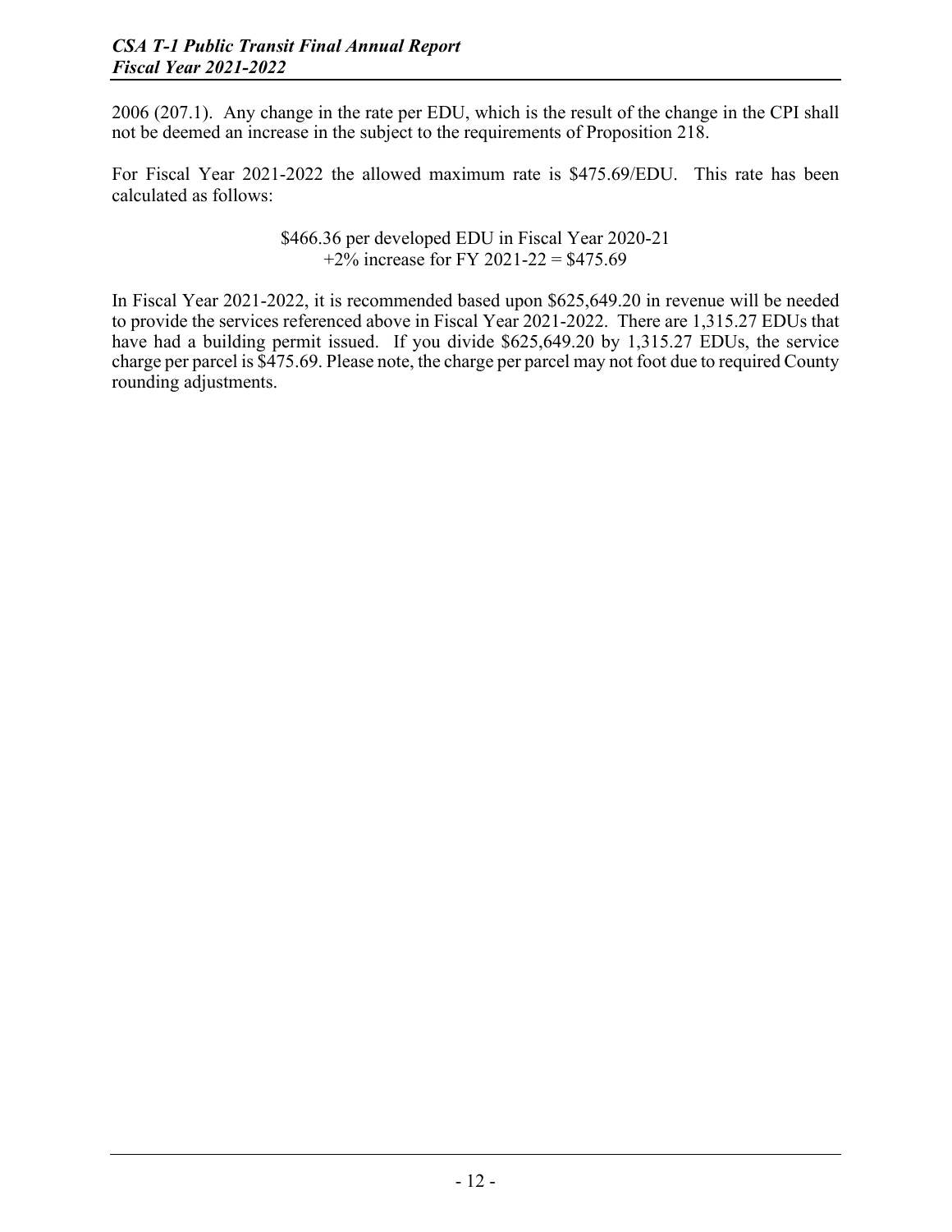2006 (207.1). Any change in the rate per EDU, which is the result of the change in the CPI shall not be deemed an increase in the subject to the requirements of Proposition 218.

For Fiscal Year 2021-2022 the allowed maximum rate is $475.69/EDU. This rate has been calculated as follows:

$466.36 per developed EDU in Fiscal Year 2020-21
+2% increase for FY 2021-22 = $475.69

In Fiscal Year 2021-2022, it is recommended based upon $625,649.20 in revenue will be needed to provide the services referenced above in Fiscal Year 2021-2022. There are 1,315.27 EDUs that have had a building permit issued. If you divide $625,649.20 by 1,315.27 EDUs, the service charge per parcel is $475.69. Please note, the charge per parcel may not foot due to required County rounding adjustments.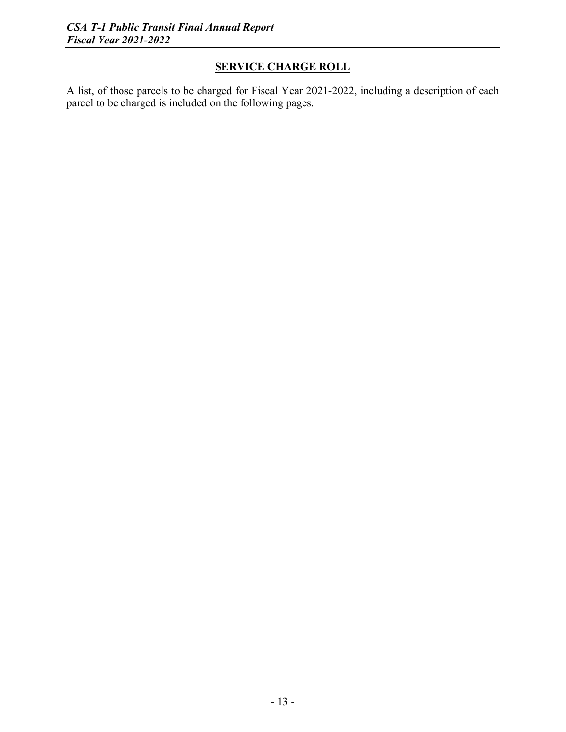## SERVICE CHARGE ROLL

A list, of those parcels to be charged for Fiscal Year 2021-2022, including a description of each parcel to be charged is included on the following pages.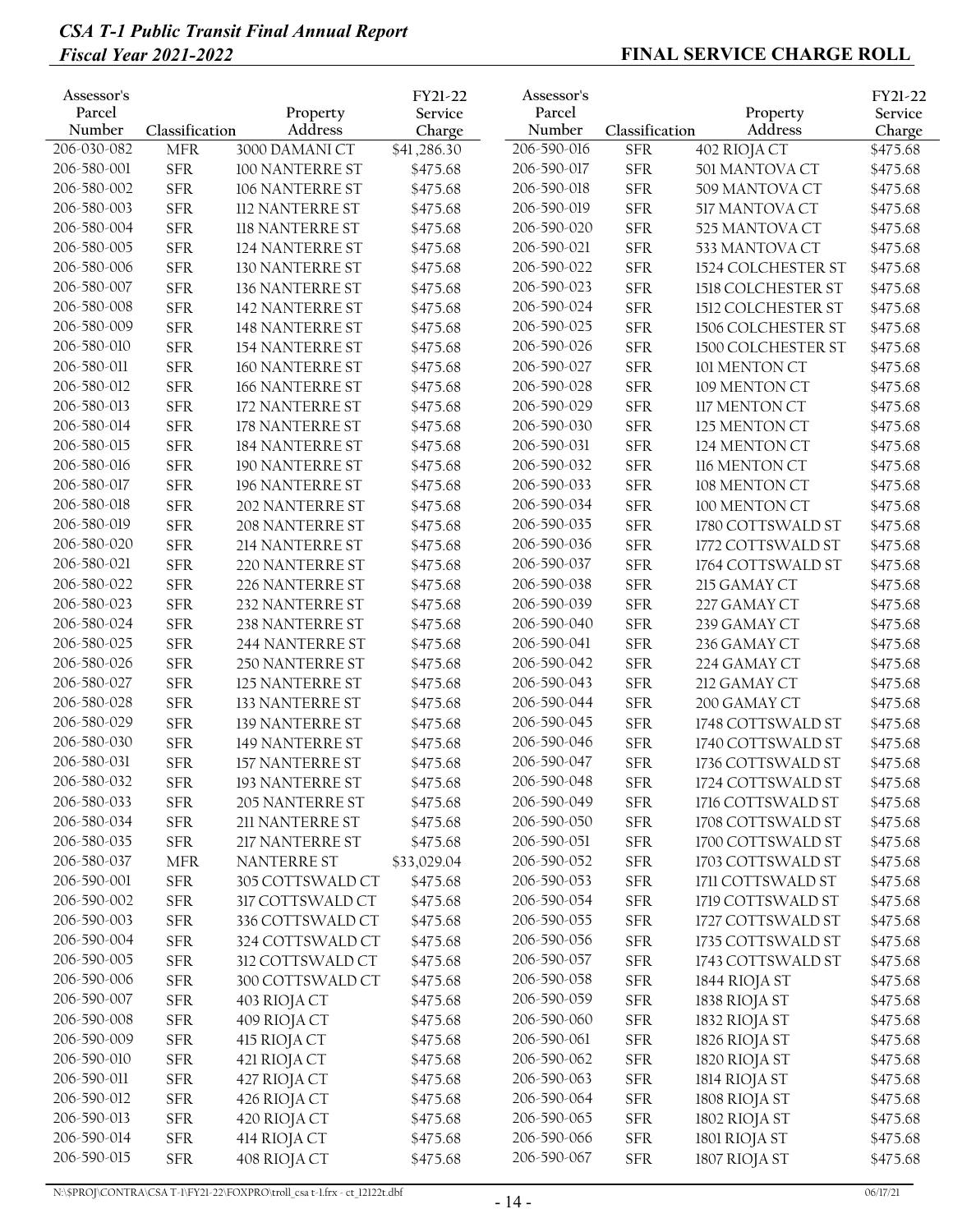## FINAL SERVICE CHARGE ROLL

| Assessor's Parcel Number | Classification | Property Address | FY21-22 Service Charge |
|---|---|---|---|
| 206-030-082 | MFR | 3000 DAMANI CT | $41,286.30 |
| 206-580-001 | SFR | 100 NANTERRE ST | $475.68 |
| 206-580-002 | SFR | 106 NANTERRE ST | $475.68 |
| 206-580-003 | SFR | 112 NANTERRE ST | $475.68 |
| 206-580-004 | SFR | 118 NANTERRE ST | $475.68 |
| 206-580-005 | SFR | 124 NANTERRE ST | $475.68 |
| 206-580-006 | SFR | 130 NANTERRE ST | $475.68 |
| 206-580-007 | SFR | 136 NANTERRE ST | $475.68 |
| 206-580-008 | SFR | 142 NANTERRE ST | $475.68 |
| 206-580-009 | SFR | 148 NANTERRE ST | $475.68 |
| 206-580-010 | SFR | 154 NANTERRE ST | $475.68 |
| 206-580-011 | SFR | 160 NANTERRE ST | $475.68 |
| 206-580-012 | SFR | 166 NANTERRE ST | $475.68 |
| 206-580-013 | SFR | 172 NANTERRE ST | $475.68 |
| 206-580-014 | SFR | 178 NANTERRE ST | $475.68 |
| 206-580-015 | SFR | 184 NANTERRE ST | $475.68 |
| 206-580-016 | SFR | 190 NANTERRE ST | $475.68 |
| 206-580-017 | SFR | 196 NANTERRE ST | $475.68 |
| 206-580-018 | SFR | 202 NANTERRE ST | $475.68 |
| 206-580-019 | SFR | 208 NANTERRE ST | $475.68 |
| 206-580-020 | SFR | 214 NANTERRE ST | $475.68 |
| 206-580-021 | SFR | 220 NANTERRE ST | $475.68 |
| 206-580-022 | SFR | 226 NANTERRE ST | $475.68 |
| 206-580-023 | SFR | 232 NANTERRE ST | $475.68 |
| 206-580-024 | SFR | 238 NANTERRE ST | $475.68 |
| 206-580-025 | SFR | 244 NANTERRE ST | $475.68 |
| 206-580-026 | SFR | 250 NANTERRE ST | $475.68 |
| 206-580-027 | SFR | 125 NANTERRE ST | $475.68 |
| 206-580-028 | SFR | 133 NANTERRE ST | $475.68 |
| 206-580-029 | SFR | 139 NANTERRE ST | $475.68 |
| 206-580-030 | SFR | 149 NANTERRE ST | $475.68 |
| 206-580-031 | SFR | 157 NANTERRE ST | $475.68 |
| 206-580-032 | SFR | 193 NANTERRE ST | $475.68 |
| 206-580-033 | SFR | 205 NANTERRE ST | $475.68 |
| 206-580-034 | SFR | 211 NANTERRE ST | $475.68 |
| 206-580-035 | SFR | 217 NANTERRE ST | $475.68 |
| 206-580-037 | MFR | NANTERRE ST | $33,029.04 |
| 206-590-001 | SFR | 305 COTTSWALD CT | $475.68 |
| 206-590-002 | SFR | 317 COTTSWALD CT | $475.68 |
| 206-590-003 | SFR | 336 COTTSWALD CT | $475.68 |
| 206-590-004 | SFR | 324 COTTSWALD CT | $475.68 |
| 206-590-005 | SFR | 312 COTTSWALD CT | $475.68 |
| 206-590-006 | SFR | 300 COTTSWALD CT | $475.68 |
| 206-590-007 | SFR | 403 RIOJA CT | $475.68 |
| 206-590-008 | SFR | 409 RIOJA CT | $475.68 |
| 206-590-009 | SFR | 415 RIOJA CT | $475.68 |
| 206-590-010 | SFR | 421 RIOJA CT | $475.68 |
| 206-590-011 | SFR | 427 RIOJA CT | $475.68 |
| 206-590-012 | SFR | 426 RIOJA CT | $475.68 |
| 206-590-013 | SFR | 420 RIOJA CT | $475.68 |
| 206-590-014 | SFR | 414 RIOJA CT | $475.68 |
| 206-590-015 | SFR | 408 RIOJA CT | $475.68 |
| 206-590-016 | SFR | 402 RIOJA CT | $475.68 |
| 206-590-017 | SFR | 501 MANTOVA CT | $475.68 |
| 206-590-018 | SFR | 509 MANTOVA CT | $475.68 |
| 206-590-019 | SFR | 517 MANTOVA CT | $475.68 |
| 206-590-020 | SFR | 525 MANTOVA CT | $475.68 |
| 206-590-021 | SFR | 533 MANTOVA CT | $475.68 |
| 206-590-022 | SFR | 1524 COLCHESTER ST | $475.68 |
| 206-590-023 | SFR | 1518 COLCHESTER ST | $475.68 |
| 206-590-024 | SFR | 1512 COLCHESTER ST | $475.68 |
| 206-590-025 | SFR | 1506 COLCHESTER ST | $475.68 |
| 206-590-026 | SFR | 1500 COLCHESTER ST | $475.68 |
| 206-590-027 | SFR | 101 MENTON CT | $475.68 |
| 206-590-028 | SFR | 109 MENTON CT | $475.68 |
| 206-590-029 | SFR | 117 MENTON CT | $475.68 |
| 206-590-030 | SFR | 125 MENTON CT | $475.68 |
| 206-590-031 | SFR | 124 MENTON CT | $475.68 |
| 206-590-032 | SFR | 116 MENTON CT | $475.68 |
| 206-590-033 | SFR | 108 MENTON CT | $475.68 |
| 206-590-034 | SFR | 100 MENTON CT | $475.68 |
| 206-590-035 | SFR | 1780 COTTSWALD ST | $475.68 |
| 206-590-036 | SFR | 1772 COTTSWALD ST | $475.68 |
| 206-590-037 | SFR | 1764 COTTSWALD ST | $475.68 |
| 206-590-038 | SFR | 215 GAMAY CT | $475.68 |
| 206-590-039 | SFR | 227 GAMAY CT | $475.68 |
| 206-590-040 | SFR | 239 GAMAY CT | $475.68 |
| 206-590-041 | SFR | 236 GAMAY CT | $475.68 |
| 206-590-042 | SFR | 224 GAMAY CT | $475.68 |
| 206-590-043 | SFR | 212 GAMAY CT | $475.68 |
| 206-590-044 | SFR | 200 GAMAY CT | $475.68 |
| 206-590-045 | SFR | 1748 COTTSWALD ST | $475.68 |
| 206-590-046 | SFR | 1740 COTTSWALD ST | $475.68 |
| 206-590-047 | SFR | 1736 COTTSWALD ST | $475.68 |
| 206-590-048 | SFR | 1724 COTTSWALD ST | $475.68 |
| 206-590-049 | SFR | 1716 COTTSWALD ST | $475.68 |
| 206-590-050 | SFR | 1708 COTTSWALD ST | $475.68 |
| 206-590-051 | SFR | 1700 COTTSWALD ST | $475.68 |
| 206-590-052 | SFR | 1703 COTTSWALD ST | $475.68 |
| 206-590-053 | SFR | 1711 COTTSWALD ST | $475.68 |
| 206-590-054 | SFR | 1719 COTTSWALD ST | $475.68 |
| 206-590-055 | SFR | 1727 COTTSWALD ST | $475.68 |
| 206-590-056 | SFR | 1735 COTTSWALD ST | $475.68 |
| 206-590-057 | SFR | 1743 COTTSWALD ST | $475.68 |
| 206-590-058 | SFR | 1844 RIOJA ST | $475.68 |
| 206-590-059 | SFR | 1838 RIOJA ST | $475.68 |
| 206-590-060 | SFR | 1832 RIOJA ST | $475.68 |
| 206-590-061 | SFR | 1826 RIOJA ST | $475.68 |
| 206-590-062 | SFR | 1820 RIOJA ST | $475.68 |
| 206-590-063 | SFR | 1814 RIOJA ST | $475.68 |
| 206-590-064 | SFR | 1808 RIOJA ST | $475.68 |
| 206-590-065 | SFR | 1802 RIOJA ST | $475.68 |
| 206-590-066 | SFR | 1801 RIOJA ST | $475.68 |
| 206-590-067 | SFR | 1807 RIOJA ST | $475.68 |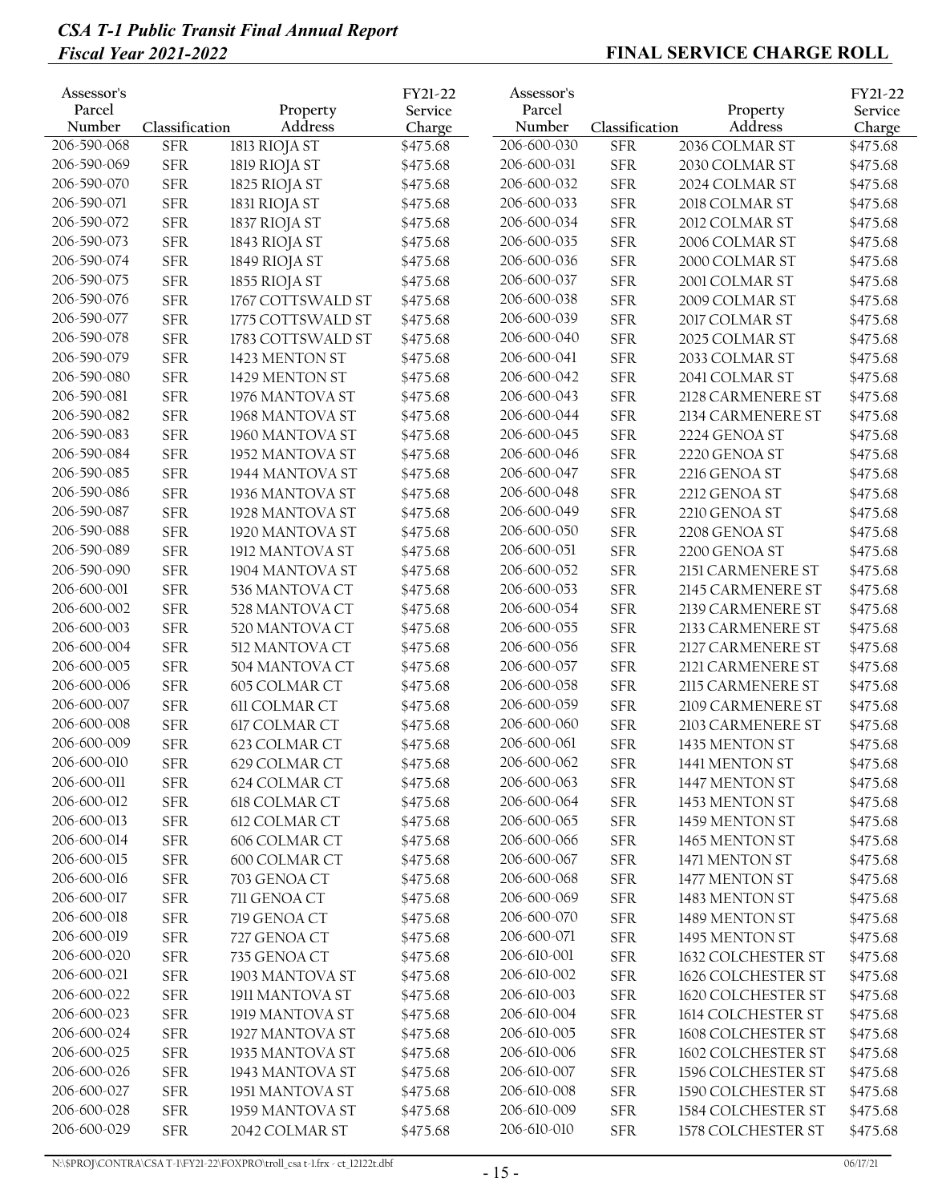| Assessor's Parcel Number | Classification | Property Address | FY21-22 Service Charge |
|---|---|---|---|
| 206-590-068 | SFR | 1813 RIOJA ST | $475.68 |
| 206-590-069 | SFR | 1819 RIOJA ST | $475.68 |
| 206-590-070 | SFR | 1825 RIOJA ST | $475.68 |
| 206-590-071 | SFR | 1831 RIOJA ST | $475.68 |
| 206-590-072 | SFR | 1837 RIOJA ST | $475.68 |
| 206-590-073 | SFR | 1843 RIOJA ST | $475.68 |
| 206-590-074 | SFR | 1849 RIOJA ST | $475.68 |
| 206-590-075 | SFR | 1855 RIOJA ST | $475.68 |
| 206-590-076 | SFR | 1767 COTTSWALD ST | $475.68 |
| 206-590-077 | SFR | 1775 COTTSWALD ST | $475.68 |
| 206-590-078 | SFR | 1783 COTTSWALD ST | $475.68 |
| 206-590-079 | SFR | 1423 MENTON ST | $475.68 |
| 206-590-080 | SFR | 1429 MENTON ST | $475.68 |
| 206-590-081 | SFR | 1976 MANTOVA ST | $475.68 |
| 206-590-082 | SFR | 1968 MANTOVA ST | $475.68 |
| 206-590-083 | SFR | 1960 MANTOVA ST | $475.68 |
| 206-590-084 | SFR | 1952 MANTOVA ST | $475.68 |
| 206-590-085 | SFR | 1944 MANTOVA ST | $475.68 |
| 206-590-086 | SFR | 1936 MANTOVA ST | $475.68 |
| 206-590-087 | SFR | 1928 MANTOVA ST | $475.68 |
| 206-590-088 | SFR | 1920 MANTOVA ST | $475.68 |
| 206-590-089 | SFR | 1912 MANTOVA ST | $475.68 |
| 206-590-090 | SFR | 1904 MANTOVA ST | $475.68 |
| 206-600-001 | SFR | 536 MANTOVA CT | $475.68 |
| 206-600-002 | SFR | 528 MANTOVA CT | $475.68 |
| 206-600-003 | SFR | 520 MANTOVA CT | $475.68 |
| 206-600-004 | SFR | 512 MANTOVA CT | $475.68 |
| 206-600-005 | SFR | 504 MANTOVA CT | $475.68 |
| 206-600-006 | SFR | 605 COLMAR CT | $475.68 |
| 206-600-007 | SFR | 611 COLMAR CT | $475.68 |
| 206-600-008 | SFR | 617 COLMAR CT | $475.68 |
| 206-600-009 | SFR | 623 COLMAR CT | $475.68 |
| 206-600-010 | SFR | 629 COLMAR CT | $475.68 |
| 206-600-011 | SFR | 624 COLMAR CT | $475.68 |
| 206-600-012 | SFR | 618 COLMAR CT | $475.68 |
| 206-600-013 | SFR | 612 COLMAR CT | $475.68 |
| 206-600-014 | SFR | 606 COLMAR CT | $475.68 |
| 206-600-015 | SFR | 600 COLMAR CT | $475.68 |
| 206-600-016 | SFR | 703 GENOA CT | $475.68 |
| 206-600-017 | SFR | 711 GENOA CT | $475.68 |
| 206-600-018 | SFR | 719 GENOA CT | $475.68 |
| 206-600-019 | SFR | 727 GENOA CT | $475.68 |
| 206-600-020 | SFR | 735 GENOA CT | $475.68 |
| 206-600-021 | SFR | 1903 MANTOVA ST | $475.68 |
| 206-600-022 | SFR | 1911 MANTOVA ST | $475.68 |
| 206-600-023 | SFR | 1919 MANTOVA ST | $475.68 |
| 206-600-024 | SFR | 1927 MANTOVA ST | $475.68 |
| 206-600-025 | SFR | 1935 MANTOVA ST | $475.68 |
| 206-600-026 | SFR | 1943 MANTOVA ST | $475.68 |
| 206-600-027 | SFR | 1951 MANTOVA ST | $475.68 |
| 206-600-028 | SFR | 1959 MANTOVA ST | $475.68 |
| 206-600-029 | SFR | 2042 COLMAR ST | $475.68 |
| 206-600-030 | SFR | 2036 COLMAR ST | $475.68 |
| 206-600-031 | SFR | 2030 COLMAR ST | $475.68 |
| 206-600-032 | SFR | 2024 COLMAR ST | $475.68 |
| 206-600-033 | SFR | 2018 COLMAR ST | $475.68 |
| 206-600-034 | SFR | 2012 COLMAR ST | $475.68 |
| 206-600-035 | SFR | 2006 COLMAR ST | $475.68 |
| 206-600-036 | SFR | 2000 COLMAR ST | $475.68 |
| 206-600-037 | SFR | 2001 COLMAR ST | $475.68 |
| 206-600-038 | SFR | 2009 COLMAR ST | $475.68 |
| 206-600-039 | SFR | 2017 COLMAR ST | $475.68 |
| 206-600-040 | SFR | 2025 COLMAR ST | $475.68 |
| 206-600-041 | SFR | 2033 COLMAR ST | $475.68 |
| 206-600-042 | SFR | 2041 COLMAR ST | $475.68 |
| 206-600-043 | SFR | 2128 CARMENERE ST | $475.68 |
| 206-600-044 | SFR | 2134 CARMENERE ST | $475.68 |
| 206-600-045 | SFR | 2224 GENOA ST | $475.68 |
| 206-600-046 | SFR | 2220 GENOA ST | $475.68 |
| 206-600-047 | SFR | 2216 GENOA ST | $475.68 |
| 206-600-048 | SFR | 2212 GENOA ST | $475.68 |
| 206-600-049 | SFR | 2210 GENOA ST | $475.68 |
| 206-600-050 | SFR | 2208 GENOA ST | $475.68 |
| 206-600-051 | SFR | 2200 GENOA ST | $475.68 |
| 206-600-052 | SFR | 2151 CARMENERE ST | $475.68 |
| 206-600-053 | SFR | 2145 CARMENERE ST | $475.68 |
| 206-600-054 | SFR | 2139 CARMENERE ST | $475.68 |
| 206-600-055 | SFR | 2133 CARMENERE ST | $475.68 |
| 206-600-056 | SFR | 2127 CARMENERE ST | $475.68 |
| 206-600-057 | SFR | 2121 CARMENERE ST | $475.68 |
| 206-600-058 | SFR | 2115 CARMENERE ST | $475.68 |
| 206-600-059 | SFR | 2109 CARMENERE ST | $475.68 |
| 206-600-060 | SFR | 2103 CARMENERE ST | $475.68 |
| 206-600-061 | SFR | 1435 MENTON ST | $475.68 |
| 206-600-062 | SFR | 1441 MENTON ST | $475.68 |
| 206-600-063 | SFR | 1447 MENTON ST | $475.68 |
| 206-600-064 | SFR | 1453 MENTON ST | $475.68 |
| 206-600-065 | SFR | 1459 MENTON ST | $475.68 |
| 206-600-066 | SFR | 1465 MENTON ST | $475.68 |
| 206-600-067 | SFR | 1471 MENTON ST | $475.68 |
| 206-600-068 | SFR | 1477 MENTON ST | $475.68 |
| 206-600-069 | SFR | 1483 MENTON ST | $475.68 |
| 206-600-070 | SFR | 1489 MENTON ST | $475.68 |
| 206-600-071 | SFR | 1495 MENTON ST | $475.68 |
| 206-610-001 | SFR | 1632 COLCHESTER ST | $475.68 |
| 206-610-002 | SFR | 1626 COLCHESTER ST | $475.68 |
| 206-610-003 | SFR | 1620 COLCHESTER ST | $475.68 |
| 206-610-004 | SFR | 1614 COLCHESTER ST | $475.68 |
| 206-610-005 | SFR | 1608 COLCHESTER ST | $475.68 |
| 206-610-006 | SFR | 1602 COLCHESTER ST | $475.68 |
| 206-610-007 | SFR | 1596 COLCHESTER ST | $475.68 |
| 206-610-008 | SFR | 1590 COLCHESTER ST | $475.68 |
| 206-610-009 | SFR | 1584 COLCHESTER ST | $475.68 |
| 206-610-010 | SFR | 1578 COLCHESTER ST | $475.68 |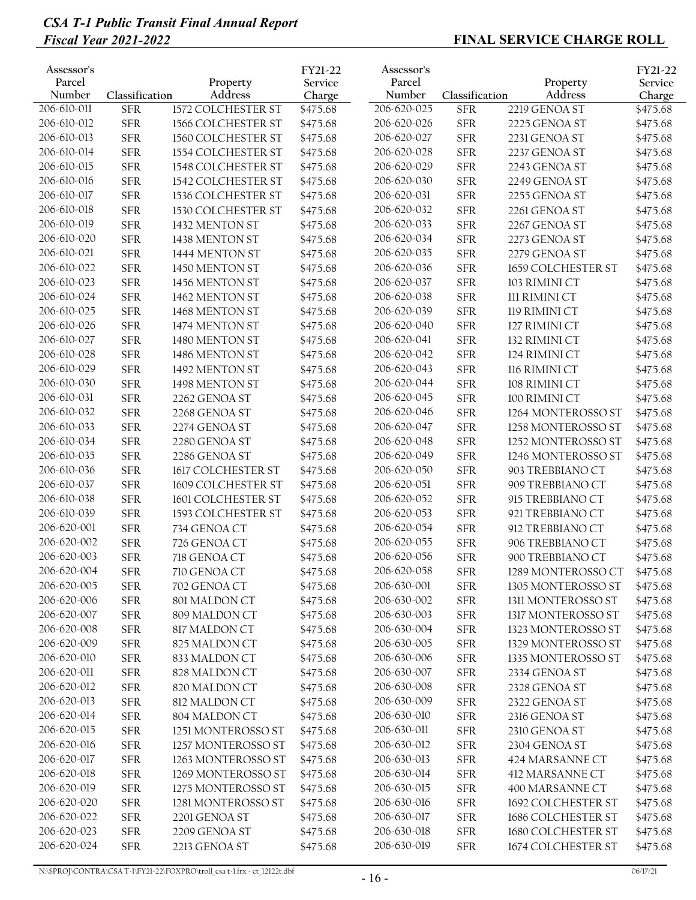| Assessor's Parcel Number | Classification | Property Address | FY21-22 Service Charge |
|---|---|---|---|
| 206-610-011 | SFR | 1572 COLCHESTER ST | $475.68 |
| 206-610-012 | SFR | 1566 COLCHESTER ST | $475.68 |
| 206-610-013 | SFR | 1560 COLCHESTER ST | $475.68 |
| 206-610-014 | SFR | 1554 COLCHESTER ST | $475.68 |
| 206-610-015 | SFR | 1548 COLCHESTER ST | $475.68 |
| 206-610-016 | SFR | 1542 COLCHESTER ST | $475.68 |
| 206-610-017 | SFR | 1536 COLCHESTER ST | $475.68 |
| 206-610-018 | SFR | 1530 COLCHESTER ST | $475.68 |
| 206-610-019 | SFR | 1432 MENTON ST | $475.68 |
| 206-610-020 | SFR | 1438 MENTON ST | $475.68 |
| 206-610-021 | SFR | 1444 MENTON ST | $475.68 |
| 206-610-022 | SFR | 1450 MENTON ST | $475.68 |
| 206-610-023 | SFR | 1456 MENTON ST | $475.68 |
| 206-610-024 | SFR | 1462 MENTON ST | $475.68 |
| 206-610-025 | SFR | 1468 MENTON ST | $475.68 |
| 206-610-026 | SFR | 1474 MENTON ST | $475.68 |
| 206-610-027 | SFR | 1480 MENTON ST | $475.68 |
| 206-610-028 | SFR | 1486 MENTON ST | $475.68 |
| 206-610-029 | SFR | 1492 MENTON ST | $475.68 |
| 206-610-030 | SFR | 1498 MENTON ST | $475.68 |
| 206-610-031 | SFR | 2262 GENOA ST | $475.68 |
| 206-610-032 | SFR | 2268 GENOA ST | $475.68 |
| 206-610-033 | SFR | 2274 GENOA ST | $475.68 |
| 206-610-034 | SFR | 2280 GENOA ST | $475.68 |
| 206-610-035 | SFR | 2286 GENOA ST | $475.68 |
| 206-610-036 | SFR | 1617 COLCHESTER ST | $475.68 |
| 206-610-037 | SFR | 1609 COLCHESTER ST | $475.68 |
| 206-610-038 | SFR | 1601 COLCHESTER ST | $475.68 |
| 206-610-039 | SFR | 1593 COLCHESTER ST | $475.68 |
| 206-620-001 | SFR | 734 GENOA CT | $475.68 |
| 206-620-002 | SFR | 726 GENOA CT | $475.68 |
| 206-620-003 | SFR | 718 GENOA CT | $475.68 |
| 206-620-004 | SFR | 710 GENOA CT | $475.68 |
| 206-620-005 | SFR | 702 GENOA CT | $475.68 |
| 206-620-006 | SFR | 801 MALDON CT | $475.68 |
| 206-620-007 | SFR | 809 MALDON CT | $475.68 |
| 206-620-008 | SFR | 817 MALDON CT | $475.68 |
| 206-620-009 | SFR | 825 MALDON CT | $475.68 |
| 206-620-010 | SFR | 833 MALDON CT | $475.68 |
| 206-620-011 | SFR | 828 MALDON CT | $475.68 |
| 206-620-012 | SFR | 820 MALDON CT | $475.68 |
| 206-620-013 | SFR | 812 MALDON CT | $475.68 |
| 206-620-014 | SFR | 804 MALDON CT | $475.68 |
| 206-620-015 | SFR | 1251 MONTEROSSO ST | $475.68 |
| 206-620-016 | SFR | 1257 MONTEROSSO ST | $475.68 |
| 206-620-017 | SFR | 1263 MONTEROSSO ST | $475.68 |
| 206-620-018 | SFR | 1269 MONTEROSSO ST | $475.68 |
| 206-620-019 | SFR | 1275 MONTEROSSO ST | $475.68 |
| 206-620-020 | SFR | 1281 MONTEROSSO ST | $475.68 |
| 206-620-022 | SFR | 2201 GENOA ST | $475.68 |
| 206-620-023 | SFR | 2209 GENOA ST | $475.68 |
| 206-620-024 | SFR | 2213 GENOA ST | $475.68 |
| 206-620-025 | SFR | 2219 GENOA ST | $475.68 |
| 206-620-026 | SFR | 2225 GENOA ST | $475.68 |
| 206-620-027 | SFR | 2231 GENOA ST | $475.68 |
| 206-620-028 | SFR | 2237 GENOA ST | $475.68 |
| 206-620-029 | SFR | 2243 GENOA ST | $475.68 |
| 206-620-030 | SFR | 2249 GENOA ST | $475.68 |
| 206-620-031 | SFR | 2255 GENOA ST | $475.68 |
| 206-620-032 | SFR | 2261 GENOA ST | $475.68 |
| 206-620-033 | SFR | 2267 GENOA ST | $475.68 |
| 206-620-034 | SFR | 2273 GENOA ST | $475.68 |
| 206-620-035 | SFR | 2279 GENOA ST | $475.68 |
| 206-620-036 | SFR | 1659 COLCHESTER ST | $475.68 |
| 206-620-037 | SFR | 103 RIMINI CT | $475.68 |
| 206-620-038 | SFR | 111 RIMINI CT | $475.68 |
| 206-620-039 | SFR | 119 RIMINI CT | $475.68 |
| 206-620-040 | SFR | 127 RIMINI CT | $475.68 |
| 206-620-041 | SFR | 132 RIMINI CT | $475.68 |
| 206-620-042 | SFR | 124 RIMINI CT | $475.68 |
| 206-620-043 | SFR | 116 RIMINI CT | $475.68 |
| 206-620-044 | SFR | 108 RIMINI CT | $475.68 |
| 206-620-045 | SFR | 100 RIMINI CT | $475.68 |
| 206-620-046 | SFR | 1264 MONTEROSSO ST | $475.68 |
| 206-620-047 | SFR | 1258 MONTEROSSO ST | $475.68 |
| 206-620-048 | SFR | 1252 MONTEROSSO ST | $475.68 |
| 206-620-049 | SFR | 1246 MONTEROSSO ST | $475.68 |
| 206-620-050 | SFR | 903 TREBBIANO CT | $475.68 |
| 206-620-051 | SFR | 909 TREBBIANO CT | $475.68 |
| 206-620-052 | SFR | 915 TREBBIANO CT | $475.68 |
| 206-620-053 | SFR | 921 TREBBIANO CT | $475.68 |
| 206-620-054 | SFR | 912 TREBBIANO CT | $475.68 |
| 206-620-055 | SFR | 906 TREBBIANO CT | $475.68 |
| 206-620-056 | SFR | 900 TREBBIANO CT | $475.68 |
| 206-620-058 | SFR | 1289 MONTEROSSO CT | $475.68 |
| 206-630-001 | SFR | 1305 MONTEROSSO ST | $475.68 |
| 206-630-002 | SFR | 1311 MONTEROSSO ST | $475.68 |
| 206-630-003 | SFR | 1317 MONTEROSSO ST | $475.68 |
| 206-630-004 | SFR | 1323 MONTEROSSO ST | $475.68 |
| 206-630-005 | SFR | 1329 MONTEROSSO ST | $475.68 |
| 206-630-006 | SFR | 1335 MONTEROSSO ST | $475.68 |
| 206-630-007 | SFR | 2334 GENOA ST | $475.68 |
| 206-630-008 | SFR | 2328 GENOA ST | $475.68 |
| 206-630-009 | SFR | 2322 GENOA ST | $475.68 |
| 206-630-010 | SFR | 2316 GENOA ST | $475.68 |
| 206-630-011 | SFR | 2310 GENOA ST | $475.68 |
| 206-630-012 | SFR | 2304 GENOA ST | $475.68 |
| 206-630-013 | SFR | 424 MARSANNE CT | $475.68 |
| 206-630-014 | SFR | 412 MARSANNE CT | $475.68 |
| 206-630-015 | SFR | 400 MARSANNE CT | $475.68 |
| 206-630-016 | SFR | 1692 COLCHESTER ST | $475.68 |
| 206-630-017 | SFR | 1686 COLCHESTER ST | $475.68 |
| 206-630-018 | SFR | 1680 COLCHESTER ST | $475.68 |
| 206-630-019 | SFR | 1674 COLCHESTER ST | $475.68 |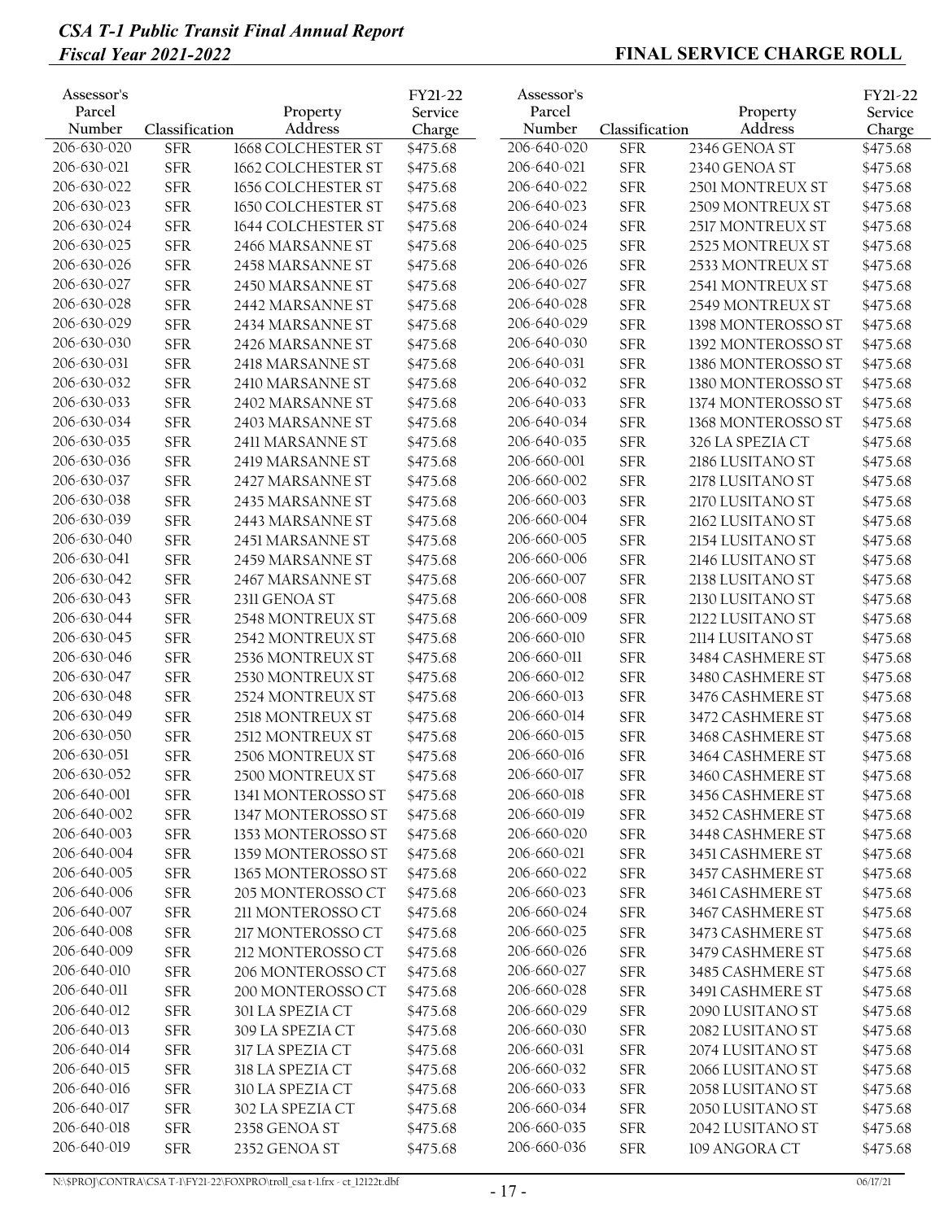| Assessor's Parcel Number | Classification | Property Address | FY21-22 Service Charge |
|---|---|---|---|
| 206-630-020 | SFR | 1668 COLCHESTER ST | $475.68 |
| 206-630-021 | SFR | 1662 COLCHESTER ST | $475.68 |
| 206-630-022 | SFR | 1656 COLCHESTER ST | $475.68 |
| 206-630-023 | SFR | 1650 COLCHESTER ST | $475.68 |
| 206-630-024 | SFR | 1644 COLCHESTER ST | $475.68 |
| 206-630-025 | SFR | 2466 MARSANNE ST | $475.68 |
| 206-630-026 | SFR | 2458 MARSANNE ST | $475.68 |
| 206-630-027 | SFR | 2450 MARSANNE ST | $475.68 |
| 206-630-028 | SFR | 2442 MARSANNE ST | $475.68 |
| 206-630-029 | SFR | 2434 MARSANNE ST | $475.68 |
| 206-630-030 | SFR | 2426 MARSANNE ST | $475.68 |
| 206-630-031 | SFR | 2418 MARSANNE ST | $475.68 |
| 206-630-032 | SFR | 2410 MARSANNE ST | $475.68 |
| 206-630-033 | SFR | 2402 MARSANNE ST | $475.68 |
| 206-630-034 | SFR | 2403 MARSANNE ST | $475.68 |
| 206-630-035 | SFR | 2411 MARSANNE ST | $475.68 |
| 206-630-036 | SFR | 2419 MARSANNE ST | $475.68 |
| 206-630-037 | SFR | 2427 MARSANNE ST | $475.68 |
| 206-630-038 | SFR | 2435 MARSANNE ST | $475.68 |
| 206-630-039 | SFR | 2443 MARSANNE ST | $475.68 |
| 206-630-040 | SFR | 2451 MARSANNE ST | $475.68 |
| 206-630-041 | SFR | 2459 MARSANNE ST | $475.68 |
| 206-630-042 | SFR | 2467 MARSANNE ST | $475.68 |
| 206-630-043 | SFR | 2311 GENOA ST | $475.68 |
| 206-630-044 | SFR | 2548 MONTREUX ST | $475.68 |
| 206-630-045 | SFR | 2542 MONTREUX ST | $475.68 |
| 206-630-046 | SFR | 2536 MONTREUX ST | $475.68 |
| 206-630-047 | SFR | 2530 MONTREUX ST | $475.68 |
| 206-630-048 | SFR | 2524 MONTREUX ST | $475.68 |
| 206-630-049 | SFR | 2518 MONTREUX ST | $475.68 |
| 206-630-050 | SFR | 2512 MONTREUX ST | $475.68 |
| 206-630-051 | SFR | 2506 MONTREUX ST | $475.68 |
| 206-630-052 | SFR | 2500 MONTREUX ST | $475.68 |
| 206-640-001 | SFR | 1341 MONTEROSSO ST | $475.68 |
| 206-640-002 | SFR | 1347 MONTEROSSO ST | $475.68 |
| 206-640-003 | SFR | 1353 MONTEROSSO ST | $475.68 |
| 206-640-004 | SFR | 1359 MONTEROSSO ST | $475.68 |
| 206-640-005 | SFR | 1365 MONTEROSSO ST | $475.68 |
| 206-640-006 | SFR | 205 MONTEROSSO CT | $475.68 |
| 206-640-007 | SFR | 211 MONTEROSSO CT | $475.68 |
| 206-640-008 | SFR | 217 MONTEROSSO CT | $475.68 |
| 206-640-009 | SFR | 212 MONTEROSSO CT | $475.68 |
| 206-640-010 | SFR | 206 MONTEROSSO CT | $475.68 |
| 206-640-011 | SFR | 200 MONTEROSSO CT | $475.68 |
| 206-640-012 | SFR | 301 LA SPEZIA CT | $475.68 |
| 206-640-013 | SFR | 309 LA SPEZIA CT | $475.68 |
| 206-640-014 | SFR | 317 LA SPEZIA CT | $475.68 |
| 206-640-015 | SFR | 318 LA SPEZIA CT | $475.68 |
| 206-640-016 | SFR | 310 LA SPEZIA CT | $475.68 |
| 206-640-017 | SFR | 302 LA SPEZIA CT | $475.68 |
| 206-640-018 | SFR | 2358 GENOA ST | $475.68 |
| 206-640-019 | SFR | 2352 GENOA ST | $475.68 |
| 206-640-020 | SFR | 2346 GENOA ST | $475.68 |
| 206-640-021 | SFR | 2340 GENOA ST | $475.68 |
| 206-640-022 | SFR | 2501 MONTREUX ST | $475.68 |
| 206-640-023 | SFR | 2509 MONTREUX ST | $475.68 |
| 206-640-024 | SFR | 2517 MONTREUX ST | $475.68 |
| 206-640-025 | SFR | 2525 MONTREUX ST | $475.68 |
| 206-640-026 | SFR | 2533 MONTREUX ST | $475.68 |
| 206-640-027 | SFR | 2541 MONTREUX ST | $475.68 |
| 206-640-028 | SFR | 2549 MONTREUX ST | $475.68 |
| 206-640-029 | SFR | 1398 MONTEROSSO ST | $475.68 |
| 206-640-030 | SFR | 1392 MONTEROSSO ST | $475.68 |
| 206-640-031 | SFR | 1386 MONTEROSSO ST | $475.68 |
| 206-640-032 | SFR | 1380 MONTEROSSO ST | $475.68 |
| 206-640-033 | SFR | 1374 MONTEROSSO ST | $475.68 |
| 206-640-034 | SFR | 1368 MONTEROSSO ST | $475.68 |
| 206-640-035 | SFR | 326 LA SPEZIA CT | $475.68 |
| 206-660-001 | SFR | 2186 LUSITANO ST | $475.68 |
| 206-660-002 | SFR | 2178 LUSITANO ST | $475.68 |
| 206-660-003 | SFR | 2170 LUSITANO ST | $475.68 |
| 206-660-004 | SFR | 2162 LUSITANO ST | $475.68 |
| 206-660-005 | SFR | 2154 LUSITANO ST | $475.68 |
| 206-660-006 | SFR | 2146 LUSITANO ST | $475.68 |
| 206-660-007 | SFR | 2138 LUSITANO ST | $475.68 |
| 206-660-008 | SFR | 2130 LUSITANO ST | $475.68 |
| 206-660-009 | SFR | 2122 LUSITANO ST | $475.68 |
| 206-660-010 | SFR | 2114 LUSITANO ST | $475.68 |
| 206-660-011 | SFR | 3484 CASHMERE ST | $475.68 |
| 206-660-012 | SFR | 3480 CASHMERE ST | $475.68 |
| 206-660-013 | SFR | 3476 CASHMERE ST | $475.68 |
| 206-660-014 | SFR | 3472 CASHMERE ST | $475.68 |
| 206-660-015 | SFR | 3468 CASHMERE ST | $475.68 |
| 206-660-016 | SFR | 3464 CASHMERE ST | $475.68 |
| 206-660-017 | SFR | 3460 CASHMERE ST | $475.68 |
| 206-660-018 | SFR | 3456 CASHMERE ST | $475.68 |
| 206-660-019 | SFR | 3452 CASHMERE ST | $475.68 |
| 206-660-020 | SFR | 3448 CASHMERE ST | $475.68 |
| 206-660-021 | SFR | 3451 CASHMERE ST | $475.68 |
| 206-660-022 | SFR | 3457 CASHMERE ST | $475.68 |
| 206-660-023 | SFR | 3461 CASHMERE ST | $475.68 |
| 206-660-024 | SFR | 3467 CASHMERE ST | $475.68 |
| 206-660-025 | SFR | 3473 CASHMERE ST | $475.68 |
| 206-660-026 | SFR | 3479 CASHMERE ST | $475.68 |
| 206-660-027 | SFR | 3485 CASHMERE ST | $475.68 |
| 206-660-028 | SFR | 3491 CASHMERE ST | $475.68 |
| 206-660-029 | SFR | 2090 LUSITANO ST | $475.68 |
| 206-660-030 | SFR | 2082 LUSITANO ST | $475.68 |
| 206-660-031 | SFR | 2074 LUSITANO ST | $475.68 |
| 206-660-032 | SFR | 2066 LUSITANO ST | $475.68 |
| 206-660-033 | SFR | 2058 LUSITANO ST | $475.68 |
| 206-660-034 | SFR | 2050 LUSITANO ST | $475.68 |
| 206-660-035 | SFR | 2042 LUSITANO ST | $475.68 |
| 206-660-036 | SFR | 109 ANGORA CT | $475.68 |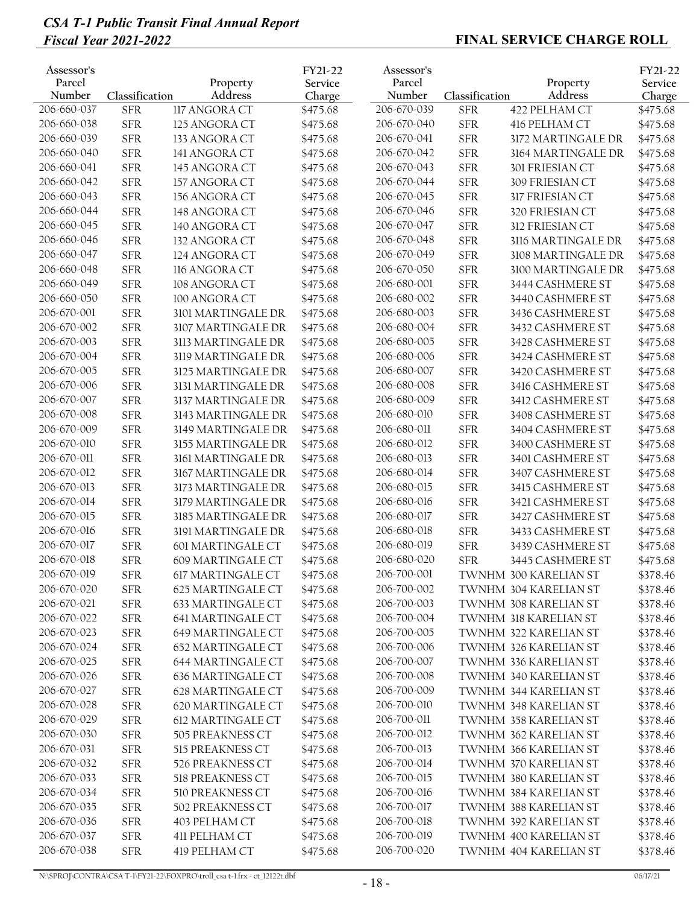| Assessor's Parcel Number | Classification | Property Address | FY21-22 Service Charge |
|---|---|---|---|
| 206-660-037 | SFR | 117 ANGORA CT | $475.68 |
| 206-660-038 | SFR | 125 ANGORA CT | $475.68 |
| 206-660-039 | SFR | 133 ANGORA CT | $475.68 |
| 206-660-040 | SFR | 141 ANGORA CT | $475.68 |
| 206-660-041 | SFR | 145 ANGORA CT | $475.68 |
| 206-660-042 | SFR | 157 ANGORA CT | $475.68 |
| 206-660-043 | SFR | 156 ANGORA CT | $475.68 |
| 206-660-044 | SFR | 148 ANGORA CT | $475.68 |
| 206-660-045 | SFR | 140 ANGORA CT | $475.68 |
| 206-660-046 | SFR | 132 ANGORA CT | $475.68 |
| 206-660-047 | SFR | 124 ANGORA CT | $475.68 |
| 206-660-048 | SFR | 116 ANGORA CT | $475.68 |
| 206-660-049 | SFR | 108 ANGORA CT | $475.68 |
| 206-660-050 | SFR | 100 ANGORA CT | $475.68 |
| 206-670-001 | SFR | 3101 MARTINGALE DR | $475.68 |
| 206-670-002 | SFR | 3107 MARTINGALE DR | $475.68 |
| 206-670-003 | SFR | 3113 MARTINGALE DR | $475.68 |
| 206-670-004 | SFR | 3119 MARTINGALE DR | $475.68 |
| 206-670-005 | SFR | 3125 MARTINGALE DR | $475.68 |
| 206-670-006 | SFR | 3131 MARTINGALE DR | $475.68 |
| 206-670-007 | SFR | 3137 MARTINGALE DR | $475.68 |
| 206-670-008 | SFR | 3143 MARTINGALE DR | $475.68 |
| 206-670-009 | SFR | 3149 MARTINGALE DR | $475.68 |
| 206-670-010 | SFR | 3155 MARTINGALE DR | $475.68 |
| 206-670-011 | SFR | 3161 MARTINGALE DR | $475.68 |
| 206-670-012 | SFR | 3167 MARTINGALE DR | $475.68 |
| 206-670-013 | SFR | 3173 MARTINGALE DR | $475.68 |
| 206-670-014 | SFR | 3179 MARTINGALE DR | $475.68 |
| 206-670-015 | SFR | 3185 MARTINGALE DR | $475.68 |
| 206-670-016 | SFR | 3191 MARTINGALE DR | $475.68 |
| 206-670-017 | SFR | 601 MARTINGALE CT | $475.68 |
| 206-670-018 | SFR | 609 MARTINGALE CT | $475.68 |
| 206-670-019 | SFR | 617 MARTINGALE CT | $475.68 |
| 206-670-020 | SFR | 625 MARTINGALE CT | $475.68 |
| 206-670-021 | SFR | 633 MARTINGALE CT | $475.68 |
| 206-670-022 | SFR | 641 MARTINGALE CT | $475.68 |
| 206-670-023 | SFR | 649 MARTINGALE CT | $475.68 |
| 206-670-024 | SFR | 652 MARTINGALE CT | $475.68 |
| 206-670-025 | SFR | 644 MARTINGALE CT | $475.68 |
| 206-670-026 | SFR | 636 MARTINGALE CT | $475.68 |
| 206-670-027 | SFR | 628 MARTINGALE CT | $475.68 |
| 206-670-028 | SFR | 620 MARTINGALE CT | $475.68 |
| 206-670-029 | SFR | 612 MARTINGALE CT | $475.68 |
| 206-670-030 | SFR | 505 PREAKNESS CT | $475.68 |
| 206-670-031 | SFR | 515 PREAKNESS CT | $475.68 |
| 206-670-032 | SFR | 526 PREAKNESS CT | $475.68 |
| 206-670-033 | SFR | 518 PREAKNESS CT | $475.68 |
| 206-670-034 | SFR | 510 PREAKNESS CT | $475.68 |
| 206-670-035 | SFR | 502 PREAKNESS CT | $475.68 |
| 206-670-036 | SFR | 403 PELHAM CT | $475.68 |
| 206-670-037 | SFR | 411 PELHAM CT | $475.68 |
| 206-670-038 | SFR | 419 PELHAM CT | $475.68 |
| 206-670-039 | SFR | 422 PELHAM CT | $475.68 |
| 206-670-040 | SFR | 416 PELHAM CT | $475.68 |
| 206-670-041 | SFR | 3172 MARTINGALE DR | $475.68 |
| 206-670-042 | SFR | 3164 MARTINGALE DR | $475.68 |
| 206-670-043 | SFR | 301 FRIESIAN CT | $475.68 |
| 206-670-044 | SFR | 309 FRIESIAN CT | $475.68 |
| 206-670-045 | SFR | 317 FRIESIAN CT | $475.68 |
| 206-670-046 | SFR | 320 FRIESIAN CT | $475.68 |
| 206-670-047 | SFR | 312 FRIESIAN CT | $475.68 |
| 206-670-048 | SFR | 3116 MARTINGALE DR | $475.68 |
| 206-670-049 | SFR | 3108 MARTINGALE DR | $475.68 |
| 206-670-050 | SFR | 3100 MARTINGALE DR | $475.68 |
| 206-680-001 | SFR | 3444 CASHMERE ST | $475.68 |
| 206-680-002 | SFR | 3440 CASHMERE ST | $475.68 |
| 206-680-003 | SFR | 3436 CASHMERE ST | $475.68 |
| 206-680-004 | SFR | 3432 CASHMERE ST | $475.68 |
| 206-680-005 | SFR | 3428 CASHMERE ST | $475.68 |
| 206-680-006 | SFR | 3424 CASHMERE ST | $475.68 |
| 206-680-007 | SFR | 3420 CASHMERE ST | $475.68 |
| 206-680-008 | SFR | 3416 CASHMERE ST | $475.68 |
| 206-680-009 | SFR | 3412 CASHMERE ST | $475.68 |
| 206-680-010 | SFR | 3408 CASHMERE ST | $475.68 |
| 206-680-011 | SFR | 3404 CASHMERE ST | $475.68 |
| 206-680-012 | SFR | 3400 CASHMERE ST | $475.68 |
| 206-680-013 | SFR | 3401 CASHMERE ST | $475.68 |
| 206-680-014 | SFR | 3407 CASHMERE ST | $475.68 |
| 206-680-015 | SFR | 3415 CASHMERE ST | $475.68 |
| 206-680-016 | SFR | 3421 CASHMERE ST | $475.68 |
| 206-680-017 | SFR | 3427 CASHMERE ST | $475.68 |
| 206-680-018 | SFR | 3433 CASHMERE ST | $475.68 |
| 206-680-019 | SFR | 3439 CASHMERE ST | $475.68 |
| 206-680-020 | SFR | 3445 CASHMERE ST | $475.68 |
| 206-700-001 | TWNHM | 300 KARELIAN ST | $378.46 |
| 206-700-002 | TWNHM | 304 KARELIAN ST | $378.46 |
| 206-700-003 | TWNHM | 308 KARELIAN ST | $378.46 |
| 206-700-004 | TWNHM | 318 KARELIAN ST | $378.46 |
| 206-700-005 | TWNHM | 322 KARELIAN ST | $378.46 |
| 206-700-006 | TWNHM | 326 KARELIAN ST | $378.46 |
| 206-700-007 | TWNHM | 336 KARELIAN ST | $378.46 |
| 206-700-008 | TWNHM | 340 KARELIAN ST | $378.46 |
| 206-700-009 | TWNHM | 344 KARELIAN ST | $378.46 |
| 206-700-010 | TWNHM | 348 KARELIAN ST | $378.46 |
| 206-700-011 | TWNHM | 358 KARELIAN ST | $378.46 |
| 206-700-012 | TWNHM | 362 KARELIAN ST | $378.46 |
| 206-700-013 | TWNHM | 366 KARELIAN ST | $378.46 |
| 206-700-014 | TWNHM | 370 KARELIAN ST | $378.46 |
| 206-700-015 | TWNHM | 380 KARELIAN ST | $378.46 |
| 206-700-016 | TWNHM | 384 KARELIAN ST | $378.46 |
| 206-700-017 | TWNHM | 388 KARELIAN ST | $378.46 |
| 206-700-018 | TWNHM | 392 KARELIAN ST | $378.46 |
| 206-700-019 | TWNHM | 400 KARELIAN ST | $378.46 |
| 206-700-020 | TWNHM | 404 KARELIAN ST | $378.46 |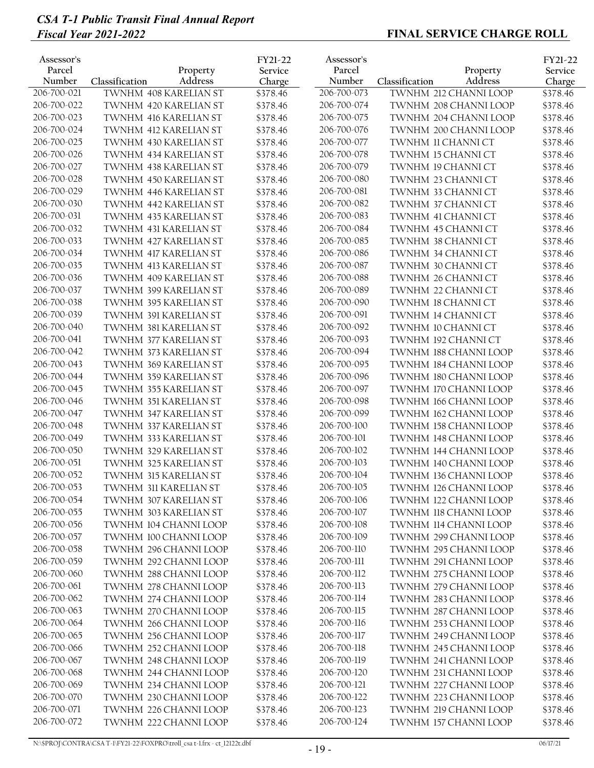| Assessor's Parcel Number | Classification | Property Address | FY21-22 Service Charge |
|---|---|---|---|
| 206-700-021 | TWNHM | 408 KARELIAN ST | $378.46 |
| 206-700-022 | TWNHM | 420 KARELIAN ST | $378.46 |
| 206-700-023 | TWNHM | 416 KARELIAN ST | $378.46 |
| 206-700-024 | TWNHM | 412 KARELIAN ST | $378.46 |
| 206-700-025 | TWNHM | 430 KARELIAN ST | $378.46 |
| 206-700-026 | TWNHM | 434 KARELIAN ST | $378.46 |
| 206-700-027 | TWNHM | 438 KARELIAN ST | $378.46 |
| 206-700-028 | TWNHM | 450 KARELIAN ST | $378.46 |
| 206-700-029 | TWNHM | 446 KARELIAN ST | $378.46 |
| 206-700-030 | TWNHM | 442 KARELIAN ST | $378.46 |
| 206-700-031 | TWNHM | 435 KARELIAN ST | $378.46 |
| 206-700-032 | TWNHM | 431 KARELIAN ST | $378.46 |
| 206-700-033 | TWNHM | 427 KARELIAN ST | $378.46 |
| 206-700-034 | TWNHM | 417 KARELIAN ST | $378.46 |
| 206-700-035 | TWNHM | 413 KARELIAN ST | $378.46 |
| 206-700-036 | TWNHM | 409 KARELIAN ST | $378.46 |
| 206-700-037 | TWNHM | 399 KARELIAN ST | $378.46 |
| 206-700-038 | TWNHM | 395 KARELIAN ST | $378.46 |
| 206-700-039 | TWNHM | 391 KARELIAN ST | $378.46 |
| 206-700-040 | TWNHM | 381 KARELIAN ST | $378.46 |
| 206-700-041 | TWNHM | 377 KARELIAN ST | $378.46 |
| 206-700-042 | TWNHM | 373 KARELIAN ST | $378.46 |
| 206-700-043 | TWNHM | 369 KARELIAN ST | $378.46 |
| 206-700-044 | TWNHM | 359 KARELIAN ST | $378.46 |
| 206-700-045 | TWNHM | 355 KARELIAN ST | $378.46 |
| 206-700-046 | TWNHM | 351 KARELIAN ST | $378.46 |
| 206-700-047 | TWNHM | 347 KARELIAN ST | $378.46 |
| 206-700-048 | TWNHM | 337 KARELIAN ST | $378.46 |
| 206-700-049 | TWNHM | 333 KARELIAN ST | $378.46 |
| 206-700-050 | TWNHM | 329 KARELIAN ST | $378.46 |
| 206-700-051 | TWNHM | 325 KARELIAN ST | $378.46 |
| 206-700-052 | TWNHM | 315 KARELIAN ST | $378.46 |
| 206-700-053 | TWNHM | 311 KARELIAN ST | $378.46 |
| 206-700-054 | TWNHM | 307 KARELIAN ST | $378.46 |
| 206-700-055 | TWNHM | 303 KARELIAN ST | $378.46 |
| 206-700-056 | TWNHM | 104 CHANNI LOOP | $378.46 |
| 206-700-057 | TWNHM | 100 CHANNI LOOP | $378.46 |
| 206-700-058 | TWNHM | 296 CHANNI LOOP | $378.46 |
| 206-700-059 | TWNHM | 292 CHANNI LOOP | $378.46 |
| 206-700-060 | TWNHM | 288 CHANNI LOOP | $378.46 |
| 206-700-061 | TWNHM | 278 CHANNI LOOP | $378.46 |
| 206-700-062 | TWNHM | 274 CHANNI LOOP | $378.46 |
| 206-700-063 | TWNHM | 270 CHANNI LOOP | $378.46 |
| 206-700-064 | TWNHM | 266 CHANNI LOOP | $378.46 |
| 206-700-065 | TWNHM | 256 CHANNI LOOP | $378.46 |
| 206-700-066 | TWNHM | 252 CHANNI LOOP | $378.46 |
| 206-700-067 | TWNHM | 248 CHANNI LOOP | $378.46 |
| 206-700-068 | TWNHM | 244 CHANNI LOOP | $378.46 |
| 206-700-069 | TWNHM | 234 CHANNI LOOP | $378.46 |
| 206-700-070 | TWNHM | 230 CHANNI LOOP | $378.46 |
| 206-700-071 | TWNHM | 226 CHANNI LOOP | $378.46 |
| 206-700-072 | TWNHM | 222 CHANNI LOOP | $378.46 |
| 206-700-073 | TWNHM | 212 CHANNI LOOP | $378.46 |
| 206-700-074 | TWNHM | 208 CHANNI LOOP | $378.46 |
| 206-700-075 | TWNHM | 204 CHANNI LOOP | $378.46 |
| 206-700-076 | TWNHM | 200 CHANNI LOOP | $378.46 |
| 206-700-077 | TWNHM | 11 CHANNI CT | $378.46 |
| 206-700-078 | TWNHM | 15 CHANNI CT | $378.46 |
| 206-700-079 | TWNHM | 19 CHANNI CT | $378.46 |
| 206-700-080 | TWNHM | 23 CHANNI CT | $378.46 |
| 206-700-081 | TWNHM | 33 CHANNI CT | $378.46 |
| 206-700-082 | TWNHM | 37 CHANNI CT | $378.46 |
| 206-700-083 | TWNHM | 41 CHANNI CT | $378.46 |
| 206-700-084 | TWNHM | 45 CHANNI CT | $378.46 |
| 206-700-085 | TWNHM | 38 CHANNI CT | $378.46 |
| 206-700-086 | TWNHM | 34 CHANNI CT | $378.46 |
| 206-700-087 | TWNHM | 30 CHANNI CT | $378.46 |
| 206-700-088 | TWNHM | 26 CHANNI CT | $378.46 |
| 206-700-089 | TWNHM | 22 CHANNI CT | $378.46 |
| 206-700-090 | TWNHM | 18 CHANNI CT | $378.46 |
| 206-700-091 | TWNHM | 14 CHANNI CT | $378.46 |
| 206-700-092 | TWNHM | 10 CHANNI CT | $378.46 |
| 206-700-093 | TWNHM | 192 CHANNI CT | $378.46 |
| 206-700-094 | TWNHM | 188 CHANNI LOOP | $378.46 |
| 206-700-095 | TWNHM | 184 CHANNI LOOP | $378.46 |
| 206-700-096 | TWNHM | 180 CHANNI LOOP | $378.46 |
| 206-700-097 | TWNHM | 170 CHANNI LOOP | $378.46 |
| 206-700-098 | TWNHM | 166 CHANNI LOOP | $378.46 |
| 206-700-099 | TWNHM | 162 CHANNI LOOP | $378.46 |
| 206-700-100 | TWNHM | 158 CHANNI LOOP | $378.46 |
| 206-700-101 | TWNHM | 148 CHANNI LOOP | $378.46 |
| 206-700-102 | TWNHM | 144 CHANNI LOOP | $378.46 |
| 206-700-103 | TWNHM | 140 CHANNI LOOP | $378.46 |
| 206-700-104 | TWNHM | 136 CHANNI LOOP | $378.46 |
| 206-700-105 | TWNHM | 126 CHANNI LOOP | $378.46 |
| 206-700-106 | TWNHM | 122 CHANNI LOOP | $378.46 |
| 206-700-107 | TWNHM | 118 CHANNI LOOP | $378.46 |
| 206-700-108 | TWNHM | 114 CHANNI LOOP | $378.46 |
| 206-700-109 | TWNHM | 299 CHANNI LOOP | $378.46 |
| 206-700-110 | TWNHM | 295 CHANNI LOOP | $378.46 |
| 206-700-111 | TWNHM | 291 CHANNI LOOP | $378.46 |
| 206-700-112 | TWNHM | 275 CHANNI LOOP | $378.46 |
| 206-700-113 | TWNHM | 279 CHANNI LOOP | $378.46 |
| 206-700-114 | TWNHM | 283 CHANNI LOOP | $378.46 |
| 206-700-115 | TWNHM | 287 CHANNI LOOP | $378.46 |
| 206-700-116 | TWNHM | 253 CHANNI LOOP | $378.46 |
| 206-700-117 | TWNHM | 249 CHANNI LOOP | $378.46 |
| 206-700-118 | TWNHM | 245 CHANNI LOOP | $378.46 |
| 206-700-119 | TWNHM | 241 CHANNI LOOP | $378.46 |
| 206-700-120 | TWNHM | 231 CHANNI LOOP | $378.46 |
| 206-700-121 | TWNHM | 227 CHANNI LOOP | $378.46 |
| 206-700-122 | TWNHM | 223 CHANNI LOOP | $378.46 |
| 206-700-123 | TWNHM | 219 CHANNI LOOP | $378.46 |
| 206-700-124 | TWNHM | 157 CHANNI LOOP | $378.46 |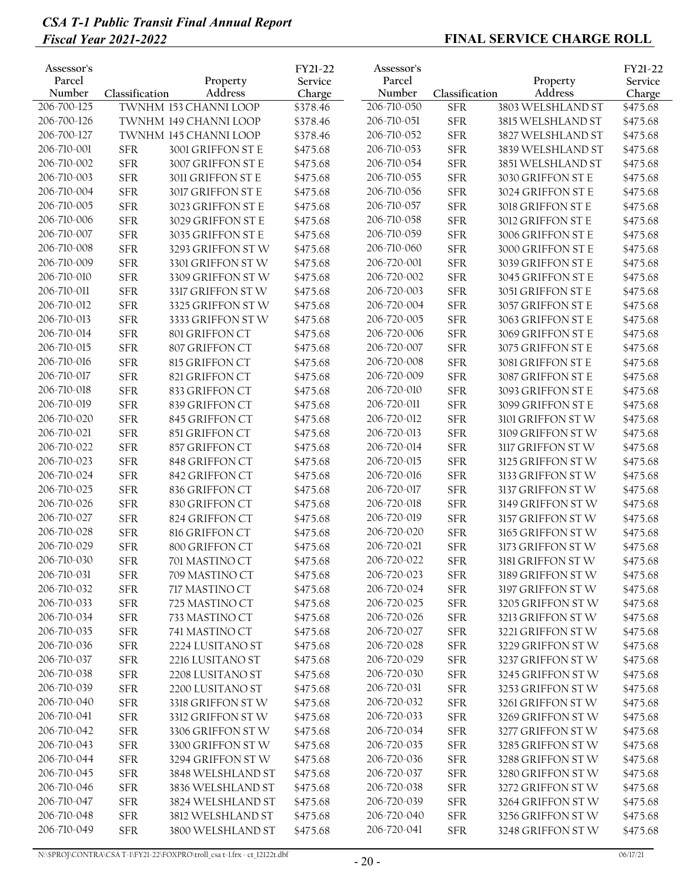| Assessor's Parcel Number | Classification | Property Address | FY21-22 Service Charge |
|---|---|---|---|
| 206-700-125 | TWNHM | 153 CHANNI LOOP | $378.46 |
| 206-700-126 | TWNHM | 149 CHANNI LOOP | $378.46 |
| 206-700-127 | TWNHM | 145 CHANNI LOOP | $378.46 |
| 206-710-001 | SFR | 3001 GRIFFON ST E | $475.68 |
| 206-710-002 | SFR | 3007 GRIFFON ST E | $475.68 |
| 206-710-003 | SFR | 3011 GRIFFON ST E | $475.68 |
| 206-710-004 | SFR | 3017 GRIFFON ST E | $475.68 |
| 206-710-005 | SFR | 3023 GRIFFON ST E | $475.68 |
| 206-710-006 | SFR | 3029 GRIFFON ST E | $475.68 |
| 206-710-007 | SFR | 3035 GRIFFON ST E | $475.68 |
| 206-710-008 | SFR | 3293 GRIFFON ST W | $475.68 |
| 206-710-009 | SFR | 3301 GRIFFON ST W | $475.68 |
| 206-710-010 | SFR | 3309 GRIFFON ST W | $475.68 |
| 206-710-011 | SFR | 3317 GRIFFON ST W | $475.68 |
| 206-710-012 | SFR | 3325 GRIFFON ST W | $475.68 |
| 206-710-013 | SFR | 3333 GRIFFON ST W | $475.68 |
| 206-710-014 | SFR | 801 GRIFFON CT | $475.68 |
| 206-710-015 | SFR | 807 GRIFFON CT | $475.68 |
| 206-710-016 | SFR | 815 GRIFFON CT | $475.68 |
| 206-710-017 | SFR | 821 GRIFFON CT | $475.68 |
| 206-710-018 | SFR | 833 GRIFFON CT | $475.68 |
| 206-710-019 | SFR | 839 GRIFFON CT | $475.68 |
| 206-710-020 | SFR | 845 GRIFFON CT | $475.68 |
| 206-710-021 | SFR | 851 GRIFFON CT | $475.68 |
| 206-710-022 | SFR | 857 GRIFFON CT | $475.68 |
| 206-710-023 | SFR | 848 GRIFFON CT | $475.68 |
| 206-710-024 | SFR | 842 GRIFFON CT | $475.68 |
| 206-710-025 | SFR | 836 GRIFFON CT | $475.68 |
| 206-710-026 | SFR | 830 GRIFFON CT | $475.68 |
| 206-710-027 | SFR | 824 GRIFFON CT | $475.68 |
| 206-710-028 | SFR | 816 GRIFFON CT | $475.68 |
| 206-710-029 | SFR | 800 GRIFFON CT | $475.68 |
| 206-710-030 | SFR | 701 MASTINO CT | $475.68 |
| 206-710-031 | SFR | 709 MASTINO CT | $475.68 |
| 206-710-032 | SFR | 717 MASTINO CT | $475.68 |
| 206-710-033 | SFR | 725 MASTINO CT | $475.68 |
| 206-710-034 | SFR | 733 MASTINO CT | $475.68 |
| 206-710-035 | SFR | 741 MASTINO CT | $475.68 |
| 206-710-036 | SFR | 2224 LUSITANO ST | $475.68 |
| 206-710-037 | SFR | 2216 LUSITANO ST | $475.68 |
| 206-710-038 | SFR | 2208 LUSITANO ST | $475.68 |
| 206-710-039 | SFR | 2200 LUSITANO ST | $475.68 |
| 206-710-040 | SFR | 3318 GRIFFON ST W | $475.68 |
| 206-710-041 | SFR | 3312 GRIFFON ST W | $475.68 |
| 206-710-042 | SFR | 3306 GRIFFON ST W | $475.68 |
| 206-710-043 | SFR | 3300 GRIFFON ST W | $475.68 |
| 206-710-044 | SFR | 3294 GRIFFON ST W | $475.68 |
| 206-710-045 | SFR | 3848 WELSHLAND ST | $475.68 |
| 206-710-046 | SFR | 3836 WELSHLAND ST | $475.68 |
| 206-710-047 | SFR | 3824 WELSHLAND ST | $475.68 |
| 206-710-048 | SFR | 3812 WELSHLAND ST | $475.68 |
| 206-710-049 | SFR | 3800 WELSHLAND ST | $475.68 |
| 206-710-050 | SFR | 3803 WELSHLAND ST | $475.68 |
| 206-710-051 | SFR | 3815 WELSHLAND ST | $475.68 |
| 206-710-052 | SFR | 3827 WELSHLAND ST | $475.68 |
| 206-710-053 | SFR | 3839 WELSHLAND ST | $475.68 |
| 206-710-054 | SFR | 3851 WELSHLAND ST | $475.68 |
| 206-710-055 | SFR | 3030 GRIFFON ST E | $475.68 |
| 206-710-056 | SFR | 3024 GRIFFON ST E | $475.68 |
| 206-710-057 | SFR | 3018 GRIFFON ST E | $475.68 |
| 206-710-058 | SFR | 3012 GRIFFON ST E | $475.68 |
| 206-710-059 | SFR | 3006 GRIFFON ST E | $475.68 |
| 206-710-060 | SFR | 3000 GRIFFON ST E | $475.68 |
| 206-720-001 | SFR | 3039 GRIFFON ST E | $475.68 |
| 206-720-002 | SFR | 3045 GRIFFON ST E | $475.68 |
| 206-720-003 | SFR | 3051 GRIFFON ST E | $475.68 |
| 206-720-004 | SFR | 3057 GRIFFON ST E | $475.68 |
| 206-720-005 | SFR | 3063 GRIFFON ST E | $475.68 |
| 206-720-006 | SFR | 3069 GRIFFON ST E | $475.68 |
| 206-720-007 | SFR | 3075 GRIFFON ST E | $475.68 |
| 206-720-008 | SFR | 3081 GRIFFON ST E | $475.68 |
| 206-720-009 | SFR | 3087 GRIFFON ST E | $475.68 |
| 206-720-010 | SFR | 3093 GRIFFON ST E | $475.68 |
| 206-720-011 | SFR | 3099 GRIFFON ST E | $475.68 |
| 206-720-012 | SFR | 3101 GRIFFON ST W | $475.68 |
| 206-720-013 | SFR | 3109 GRIFFON ST W | $475.68 |
| 206-720-014 | SFR | 3117 GRIFFON ST W | $475.68 |
| 206-720-015 | SFR | 3125 GRIFFON ST W | $475.68 |
| 206-720-016 | SFR | 3133 GRIFFON ST W | $475.68 |
| 206-720-017 | SFR | 3137 GRIFFON ST W | $475.68 |
| 206-720-018 | SFR | 3149 GRIFFON ST W | $475.68 |
| 206-720-019 | SFR | 3157 GRIFFON ST W | $475.68 |
| 206-720-020 | SFR | 3165 GRIFFON ST W | $475.68 |
| 206-720-021 | SFR | 3173 GRIFFON ST W | $475.68 |
| 206-720-022 | SFR | 3181 GRIFFON ST W | $475.68 |
| 206-720-023 | SFR | 3189 GRIFFON ST W | $475.68 |
| 206-720-024 | SFR | 3197 GRIFFON ST W | $475.68 |
| 206-720-025 | SFR | 3205 GRIFFON ST W | $475.68 |
| 206-720-026 | SFR | 3213 GRIFFON ST W | $475.68 |
| 206-720-027 | SFR | 3221 GRIFFON ST W | $475.68 |
| 206-720-028 | SFR | 3229 GRIFFON ST W | $475.68 |
| 206-720-029 | SFR | 3237 GRIFFON ST W | $475.68 |
| 206-720-030 | SFR | 3245 GRIFFON ST W | $475.68 |
| 206-720-031 | SFR | 3253 GRIFFON ST W | $475.68 |
| 206-720-032 | SFR | 3261 GRIFFON ST W | $475.68 |
| 206-720-033 | SFR | 3269 GRIFFON ST W | $475.68 |
| 206-720-034 | SFR | 3277 GRIFFON ST W | $475.68 |
| 206-720-035 | SFR | 3285 GRIFFON ST W | $475.68 |
| 206-720-036 | SFR | 3288 GRIFFON ST W | $475.68 |
| 206-720-037 | SFR | 3280 GRIFFON ST W | $475.68 |
| 206-720-038 | SFR | 3272 GRIFFON ST W | $475.68 |
| 206-720-039 | SFR | 3264 GRIFFON ST W | $475.68 |
| 206-720-040 | SFR | 3256 GRIFFON ST W | $475.68 |
| 206-720-041 | SFR | 3248 GRIFFON ST W | $475.68 |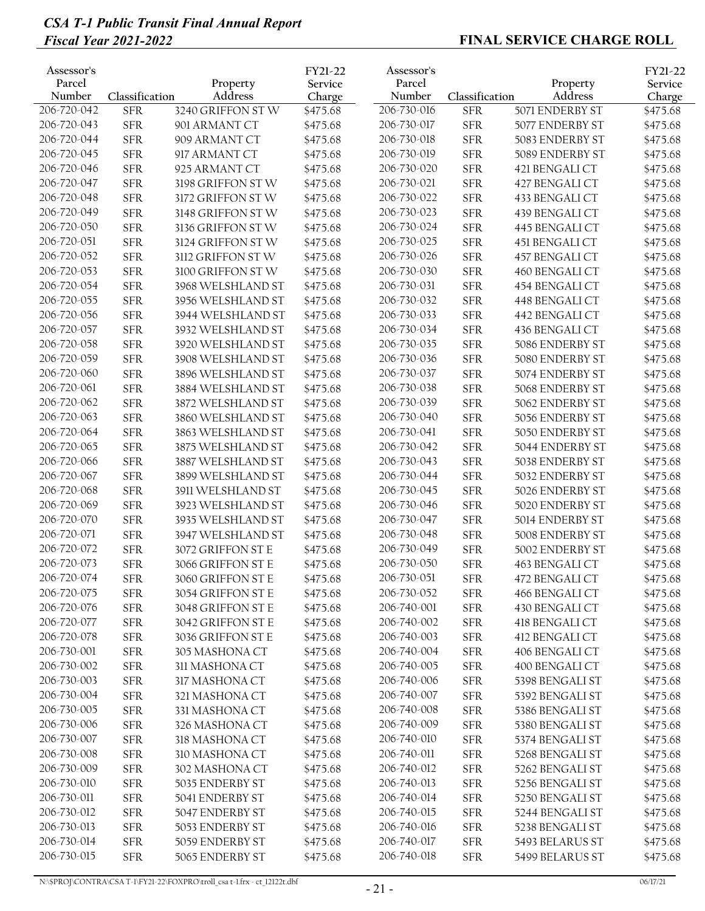**FINAL SERVICE CHARGE ROLL**

| Assessor's Parcel Number | Classification | Property Address | FY21-22 Service Charge |
|---|---|---|---|
| 206-720-042 | SFR | 3240 GRIFFON ST W | $475.68 |
| 206-720-043 | SFR | 901 ARMANT CT | $475.68 |
| 206-720-044 | SFR | 909 ARMANT CT | $475.68 |
| 206-720-045 | SFR | 917 ARMANT CT | $475.68 |
| 206-720-046 | SFR | 925 ARMANT CT | $475.68 |
| 206-720-047 | SFR | 3198 GRIFFON ST W | $475.68 |
| 206-720-048 | SFR | 3172 GRIFFON ST W | $475.68 |
| 206-720-049 | SFR | 3148 GRIFFON ST W | $475.68 |
| 206-720-050 | SFR | 3136 GRIFFON ST W | $475.68 |
| 206-720-051 | SFR | 3124 GRIFFON ST W | $475.68 |
| 206-720-052 | SFR | 3112 GRIFFON ST W | $475.68 |
| 206-720-053 | SFR | 3100 GRIFFON ST W | $475.68 |
| 206-720-054 | SFR | 3968 WELSHLAND ST | $475.68 |
| 206-720-055 | SFR | 3956 WELSHLAND ST | $475.68 |
| 206-720-056 | SFR | 3944 WELSHLAND ST | $475.68 |
| 206-720-057 | SFR | 3932 WELSHLAND ST | $475.68 |
| 206-720-058 | SFR | 3920 WELSHLAND ST | $475.68 |
| 206-720-059 | SFR | 3908 WELSHLAND ST | $475.68 |
| 206-720-060 | SFR | 3896 WELSHLAND ST | $475.68 |
| 206-720-061 | SFR | 3884 WELSHLAND ST | $475.68 |
| 206-720-062 | SFR | 3872 WELSHLAND ST | $475.68 |
| 206-720-063 | SFR | 3860 WELSHLAND ST | $475.68 |
| 206-720-064 | SFR | 3863 WELSHLAND ST | $475.68 |
| 206-720-065 | SFR | 3875 WELSHLAND ST | $475.68 |
| 206-720-066 | SFR | 3887 WELSHLAND ST | $475.68 |
| 206-720-067 | SFR | 3899 WELSHLAND ST | $475.68 |
| 206-720-068 | SFR | 3911 WELSHLAND ST | $475.68 |
| 206-720-069 | SFR | 3923 WELSHLAND ST | $475.68 |
| 206-720-070 | SFR | 3935 WELSHLAND ST | $475.68 |
| 206-720-071 | SFR | 3947 WELSHLAND ST | $475.68 |
| 206-720-072 | SFR | 3072 GRIFFON ST E | $475.68 |
| 206-720-073 | SFR | 3066 GRIFFON ST E | $475.68 |
| 206-720-074 | SFR | 3060 GRIFFON ST E | $475.68 |
| 206-720-075 | SFR | 3054 GRIFFON ST E | $475.68 |
| 206-720-076 | SFR | 3048 GRIFFON ST E | $475.68 |
| 206-720-077 | SFR | 3042 GRIFFON ST E | $475.68 |
| 206-720-078 | SFR | 3036 GRIFFON ST E | $475.68 |
| 206-730-001 | SFR | 305 MASHONA CT | $475.68 |
| 206-730-002 | SFR | 311 MASHONA CT | $475.68 |
| 206-730-003 | SFR | 317 MASHONA CT | $475.68 |
| 206-730-004 | SFR | 321 MASHONA CT | $475.68 |
| 206-730-005 | SFR | 331 MASHONA CT | $475.68 |
| 206-730-006 | SFR | 326 MASHONA CT | $475.68 |
| 206-730-007 | SFR | 318 MASHONA CT | $475.68 |
| 206-730-008 | SFR | 310 MASHONA CT | $475.68 |
| 206-730-009 | SFR | 302 MASHONA CT | $475.68 |
| 206-730-010 | SFR | 5035 ENDERBY ST | $475.68 |
| 206-730-011 | SFR | 5041 ENDERBY ST | $475.68 |
| 206-730-012 | SFR | 5047 ENDERBY ST | $475.68 |
| 206-730-013 | SFR | 5053 ENDERBY ST | $475.68 |
| 206-730-014 | SFR | 5059 ENDERBY ST | $475.68 |
| 206-730-015 | SFR | 5065 ENDERBY ST | $475.68 |
| 206-730-016 | SFR | 5071 ENDERBY ST | $475.68 |
| 206-730-017 | SFR | 5077 ENDERBY ST | $475.68 |
| 206-730-018 | SFR | 5083 ENDERBY ST | $475.68 |
| 206-730-019 | SFR | 5089 ENDERBY ST | $475.68 |
| 206-730-020 | SFR | 421 BENGALI CT | $475.68 |
| 206-730-021 | SFR | 427 BENGALI CT | $475.68 |
| 206-730-022 | SFR | 433 BENGALI CT | $475.68 |
| 206-730-023 | SFR | 439 BENGALI CT | $475.68 |
| 206-730-024 | SFR | 445 BENGALI CT | $475.68 |
| 206-730-025 | SFR | 451 BENGALI CT | $475.68 |
| 206-730-026 | SFR | 457 BENGALI CT | $475.68 |
| 206-730-030 | SFR | 460 BENGALI CT | $475.68 |
| 206-730-031 | SFR | 454 BENGALI CT | $475.68 |
| 206-730-032 | SFR | 448 BENGALI CT | $475.68 |
| 206-730-033 | SFR | 442 BENGALI CT | $475.68 |
| 206-730-034 | SFR | 436 BENGALI CT | $475.68 |
| 206-730-035 | SFR | 5086 ENDERBY ST | $475.68 |
| 206-730-036 | SFR | 5080 ENDERBY ST | $475.68 |
| 206-730-037 | SFR | 5074 ENDERBY ST | $475.68 |
| 206-730-038 | SFR | 5068 ENDERBY ST | $475.68 |
| 206-730-039 | SFR | 5062 ENDERBY ST | $475.68 |
| 206-730-040 | SFR | 5056 ENDERBY ST | $475.68 |
| 206-730-041 | SFR | 5050 ENDERBY ST | $475.68 |
| 206-730-042 | SFR | 5044 ENDERBY ST | $475.68 |
| 206-730-043 | SFR | 5038 ENDERBY ST | $475.68 |
| 206-730-044 | SFR | 5032 ENDERBY ST | $475.68 |
| 206-730-045 | SFR | 5026 ENDERBY ST | $475.68 |
| 206-730-046 | SFR | 5020 ENDERBY ST | $475.68 |
| 206-730-047 | SFR | 5014 ENDERBY ST | $475.68 |
| 206-730-048 | SFR | 5008 ENDERBY ST | $475.68 |
| 206-730-049 | SFR | 5002 ENDERBY ST | $475.68 |
| 206-730-050 | SFR | 463 BENGALI CT | $475.68 |
| 206-730-051 | SFR | 472 BENGALI CT | $475.68 |
| 206-730-052 | SFR | 466 BENGALI CT | $475.68 |
| 206-740-001 | SFR | 430 BENGALI CT | $475.68 |
| 206-740-002 | SFR | 418 BENGALI CT | $475.68 |
| 206-740-003 | SFR | 412 BENGALI CT | $475.68 |
| 206-740-004 | SFR | 406 BENGALI CT | $475.68 |
| 206-740-005 | SFR | 400 BENGALI CT | $475.68 |
| 206-740-006 | SFR | 5398 BENGALI ST | $475.68 |
| 206-740-007 | SFR | 5392 BENGALI ST | $475.68 |
| 206-740-008 | SFR | 5386 BENGALI ST | $475.68 |
| 206-740-009 | SFR | 5380 BENGALI ST | $475.68 |
| 206-740-010 | SFR | 5374 BENGALI ST | $475.68 |
| 206-740-011 | SFR | 5268 BENGALI ST | $475.68 |
| 206-740-012 | SFR | 5262 BENGALI ST | $475.68 |
| 206-740-013 | SFR | 5256 BENGALI ST | $475.68 |
| 206-740-014 | SFR | 5250 BENGALI ST | $475.68 |
| 206-740-015 | SFR | 5244 BENGALI ST | $475.68 |
| 206-740-016 | SFR | 5238 BENGALI ST | $475.68 |
| 206-740-017 | SFR | 5493 BELARUS ST | $475.68 |
| 206-740-018 | SFR | 5499 BELARUS ST | $475.68 |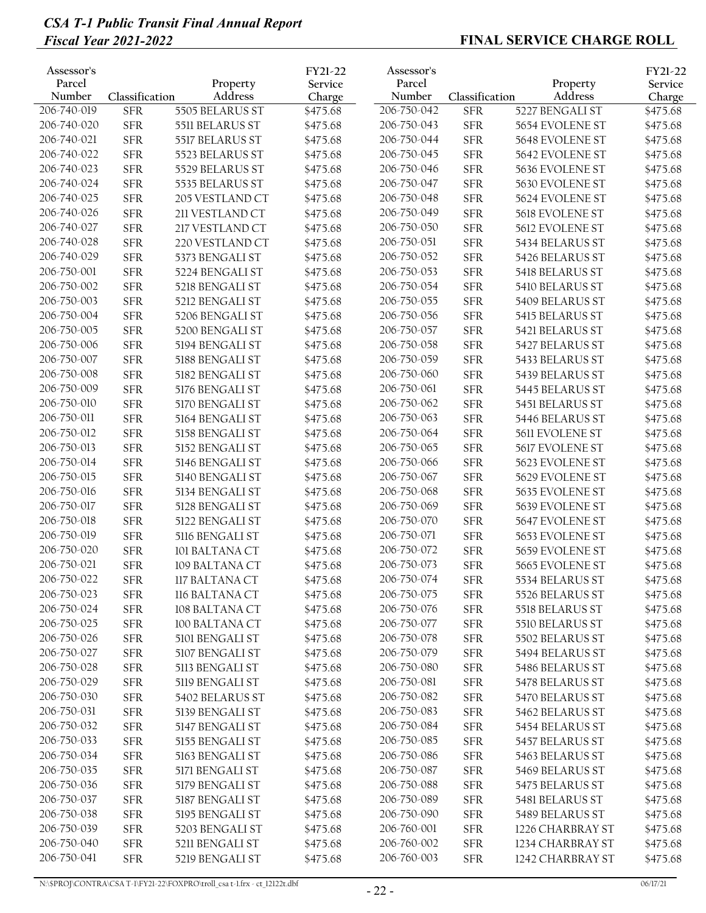| Assessor's Parcel Number | Classification | Property Address | FY21-22 Service Charge |
|---|---|---|---|
| 206-740-019 | SFR | 5505 BELARUS ST | $475.68 |
| 206-740-020 | SFR | 5511 BELARUS ST | $475.68 |
| 206-740-021 | SFR | 5517 BELARUS ST | $475.68 |
| 206-740-022 | SFR | 5523 BELARUS ST | $475.68 |
| 206-740-023 | SFR | 5529 BELARUS ST | $475.68 |
| 206-740-024 | SFR | 5535 BELARUS ST | $475.68 |
| 206-740-025 | SFR | 205 VESTLAND CT | $475.68 |
| 206-740-026 | SFR | 211 VESTLAND CT | $475.68 |
| 206-740-027 | SFR | 217 VESTLAND CT | $475.68 |
| 206-740-028 | SFR | 220 VESTLAND CT | $475.68 |
| 206-740-029 | SFR | 5373 BENGALI ST | $475.68 |
| 206-750-001 | SFR | 5224 BENGALI ST | $475.68 |
| 206-750-002 | SFR | 5218 BENGALI ST | $475.68 |
| 206-750-003 | SFR | 5212 BENGALI ST | $475.68 |
| 206-750-004 | SFR | 5206 BENGALI ST | $475.68 |
| 206-750-005 | SFR | 5200 BENGALI ST | $475.68 |
| 206-750-006 | SFR | 5194 BENGALI ST | $475.68 |
| 206-750-007 | SFR | 5188 BENGALI ST | $475.68 |
| 206-750-008 | SFR | 5182 BENGALI ST | $475.68 |
| 206-750-009 | SFR | 5176 BENGALI ST | $475.68 |
| 206-750-010 | SFR | 5170 BENGALI ST | $475.68 |
| 206-750-011 | SFR | 5164 BENGALI ST | $475.68 |
| 206-750-012 | SFR | 5158 BENGALI ST | $475.68 |
| 206-750-013 | SFR | 5152 BENGALI ST | $475.68 |
| 206-750-014 | SFR | 5146 BENGALI ST | $475.68 |
| 206-750-015 | SFR | 5140 BENGALI ST | $475.68 |
| 206-750-016 | SFR | 5134 BENGALI ST | $475.68 |
| 206-750-017 | SFR | 5128 BENGALI ST | $475.68 |
| 206-750-018 | SFR | 5122 BENGALI ST | $475.68 |
| 206-750-019 | SFR | 5116 BENGALI ST | $475.68 |
| 206-750-020 | SFR | 101 BALTANA CT | $475.68 |
| 206-750-021 | SFR | 109 BALTANA CT | $475.68 |
| 206-750-022 | SFR | 117 BALTANA CT | $475.68 |
| 206-750-023 | SFR | 116 BALTANA CT | $475.68 |
| 206-750-024 | SFR | 108 BALTANA CT | $475.68 |
| 206-750-025 | SFR | 100 BALTANA CT | $475.68 |
| 206-750-026 | SFR | 5101 BENGALI ST | $475.68 |
| 206-750-027 | SFR | 5107 BENGALI ST | $475.68 |
| 206-750-028 | SFR | 5113 BENGALI ST | $475.68 |
| 206-750-029 | SFR | 5119 BENGALI ST | $475.68 |
| 206-750-030 | SFR | 5402 BELARUS ST | $475.68 |
| 206-750-031 | SFR | 5139 BENGALI ST | $475.68 |
| 206-750-032 | SFR | 5147 BENGALI ST | $475.68 |
| 206-750-033 | SFR | 5155 BENGALI ST | $475.68 |
| 206-750-034 | SFR | 5163 BENGALI ST | $475.68 |
| 206-750-035 | SFR | 5171 BENGALI ST | $475.68 |
| 206-750-036 | SFR | 5179 BENGALI ST | $475.68 |
| 206-750-037 | SFR | 5187 BENGALI ST | $475.68 |
| 206-750-038 | SFR | 5195 BENGALI ST | $475.68 |
| 206-750-039 | SFR | 5203 BENGALI ST | $475.68 |
| 206-750-040 | SFR | 5211 BENGALI ST | $475.68 |
| 206-750-041 | SFR | 5219 BENGALI ST | $475.68 |
| 206-750-042 | SFR | 5227 BENGALI ST | $475.68 |
| 206-750-043 | SFR | 5654 EVOLENE ST | $475.68 |
| 206-750-044 | SFR | 5648 EVOLENE ST | $475.68 |
| 206-750-045 | SFR | 5642 EVOLENE ST | $475.68 |
| 206-750-046 | SFR | 5636 EVOLENE ST | $475.68 |
| 206-750-047 | SFR | 5630 EVOLENE ST | $475.68 |
| 206-750-048 | SFR | 5624 EVOLENE ST | $475.68 |
| 206-750-049 | SFR | 5618 EVOLENE ST | $475.68 |
| 206-750-050 | SFR | 5612 EVOLENE ST | $475.68 |
| 206-750-051 | SFR | 5434 BELARUS ST | $475.68 |
| 206-750-052 | SFR | 5426 BELARUS ST | $475.68 |
| 206-750-053 | SFR | 5418 BELARUS ST | $475.68 |
| 206-750-054 | SFR | 5410 BELARUS ST | $475.68 |
| 206-750-055 | SFR | 5409 BELARUS ST | $475.68 |
| 206-750-056 | SFR | 5415 BELARUS ST | $475.68 |
| 206-750-057 | SFR | 5421 BELARUS ST | $475.68 |
| 206-750-058 | SFR | 5427 BELARUS ST | $475.68 |
| 206-750-059 | SFR | 5433 BELARUS ST | $475.68 |
| 206-750-060 | SFR | 5439 BELARUS ST | $475.68 |
| 206-750-061 | SFR | 5445 BELARUS ST | $475.68 |
| 206-750-062 | SFR | 5451 BELARUS ST | $475.68 |
| 206-750-063 | SFR | 5446 BELARUS ST | $475.68 |
| 206-750-064 | SFR | 5611 EVOLENE ST | $475.68 |
| 206-750-065 | SFR | 5617 EVOLENE ST | $475.68 |
| 206-750-066 | SFR | 5623 EVOLENE ST | $475.68 |
| 206-750-067 | SFR | 5629 EVOLENE ST | $475.68 |
| 206-750-068 | SFR | 5635 EVOLENE ST | $475.68 |
| 206-750-069 | SFR | 5639 EVOLENE ST | $475.68 |
| 206-750-070 | SFR | 5647 EVOLENE ST | $475.68 |
| 206-750-071 | SFR | 5653 EVOLENE ST | $475.68 |
| 206-750-072 | SFR | 5659 EVOLENE ST | $475.68 |
| 206-750-073 | SFR | 5665 EVOLENE ST | $475.68 |
| 206-750-074 | SFR | 5534 BELARUS ST | $475.68 |
| 206-750-075 | SFR | 5526 BELARUS ST | $475.68 |
| 206-750-076 | SFR | 5518 BELARUS ST | $475.68 |
| 206-750-077 | SFR | 5510 BELARUS ST | $475.68 |
| 206-750-078 | SFR | 5502 BELARUS ST | $475.68 |
| 206-750-079 | SFR | 5494 BELARUS ST | $475.68 |
| 206-750-080 | SFR | 5486 BELARUS ST | $475.68 |
| 206-750-081 | SFR | 5478 BELARUS ST | $475.68 |
| 206-750-082 | SFR | 5470 BELARUS ST | $475.68 |
| 206-750-083 | SFR | 5462 BELARUS ST | $475.68 |
| 206-750-084 | SFR | 5454 BELARUS ST | $475.68 |
| 206-750-085 | SFR | 5457 BELARUS ST | $475.68 |
| 206-750-086 | SFR | 5463 BELARUS ST | $475.68 |
| 206-750-087 | SFR | 5469 BELARUS ST | $475.68 |
| 206-750-088 | SFR | 5475 BELARUS ST | $475.68 |
| 206-750-089 | SFR | 5481 BELARUS ST | $475.68 |
| 206-750-090 | SFR | 5489 BELARUS ST | $475.68 |
| 206-760-001 | SFR | 1226 CHARBRAY ST | $475.68 |
| 206-760-002 | SFR | 1234 CHARBRAY ST | $475.68 |
| 206-760-003 | SFR | 1242 CHARBRAY ST | $475.68 |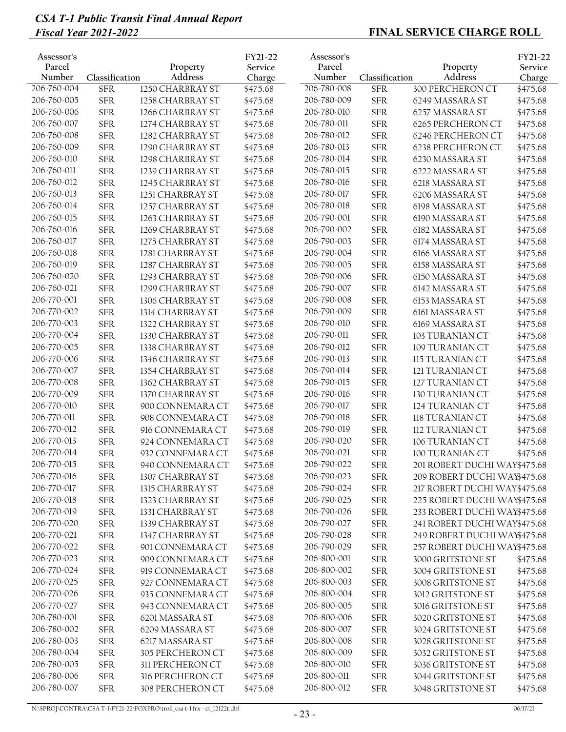## CSA T-1 Public Transit Final Annual Report
## Fiscal Year 2021-2022

**FINAL SERVICE CHARGE ROLL**

| Assessor's Parcel Number | Classification | Property Address | FY21-22 Service Charge |
|---|---|---|---|
| 206-760-004 | SFR | 1250 CHARBRAY ST | $475.68 |
| 206-760-005 | SFR | 1258 CHARBRAY ST | $475.68 |
| 206-760-006 | SFR | 1266 CHARBRAY ST | $475.68 |
| 206-760-007 | SFR | 1274 CHARBRAY ST | $475.68 |
| 206-760-008 | SFR | 1282 CHARBRAY ST | $475.68 |
| 206-760-009 | SFR | 1290 CHARBRAY ST | $475.68 |
| 206-760-010 | SFR | 1298 CHARBRAY ST | $475.68 |
| 206-760-011 | SFR | 1239 CHARBRAY ST | $475.68 |
| 206-760-012 | SFR | 1245 CHARBRAY ST | $475.68 |
| 206-760-013 | SFR | 1251 CHARBRAY ST | $475.68 |
| 206-760-014 | SFR | 1257 CHARBRAY ST | $475.68 |
| 206-760-015 | SFR | 1263 CHARBRAY ST | $475.68 |
| 206-760-016 | SFR | 1269 CHARBRAY ST | $475.68 |
| 206-760-017 | SFR | 1275 CHARBRAY ST | $475.68 |
| 206-760-018 | SFR | 1281 CHARBRAY ST | $475.68 |
| 206-760-019 | SFR | 1287 CHARBRAY ST | $475.68 |
| 206-760-020 | SFR | 1293 CHARBRAY ST | $475.68 |
| 206-760-021 | SFR | 1299 CHARBRAY ST | $475.68 |
| 206-770-001 | SFR | 1306 CHARBRAY ST | $475.68 |
| 206-770-002 | SFR | 1314 CHARBRAY ST | $475.68 |
| 206-770-003 | SFR | 1322 CHARBRAY ST | $475.68 |
| 206-770-004 | SFR | 1330 CHARBRAY ST | $475.68 |
| 206-770-005 | SFR | 1338 CHARBRAY ST | $475.68 |
| 206-770-006 | SFR | 1346 CHARBRAY ST | $475.68 |
| 206-770-007 | SFR | 1354 CHARBRAY ST | $475.68 |
| 206-770-008 | SFR | 1362 CHARBRAY ST | $475.68 |
| 206-770-009 | SFR | 1370 CHARBRAY ST | $475.68 |
| 206-770-010 | SFR | 900 CONNEMARA CT | $475.68 |
| 206-770-011 | SFR | 908 CONNEMARA CT | $475.68 |
| 206-770-012 | SFR | 916 CONNEMARA CT | $475.68 |
| 206-770-013 | SFR | 924 CONNEMARA CT | $475.68 |
| 206-770-014 | SFR | 932 CONNEMARA CT | $475.68 |
| 206-770-015 | SFR | 940 CONNEMARA CT | $475.68 |
| 206-770-016 | SFR | 1307 CHARBRAY ST | $475.68 |
| 206-770-017 | SFR | 1315 CHARBRAY ST | $475.68 |
| 206-770-018 | SFR | 1323 CHARBRAY ST | $475.68 |
| 206-770-019 | SFR | 1331 CHARBRAY ST | $475.68 |
| 206-770-020 | SFR | 1339 CHARBRAY ST | $475.68 |
| 206-770-021 | SFR | 1347 CHARBRAY ST | $475.68 |
| 206-770-022 | SFR | 901 CONNEMARA CT | $475.68 |
| 206-770-023 | SFR | 909 CONNEMARA CT | $475.68 |
| 206-770-024 | SFR | 919 CONNEMARA CT | $475.68 |
| 206-770-025 | SFR | 927 CONNEMARA CT | $475.68 |
| 206-770-026 | SFR | 935 CONNEMARA CT | $475.68 |
| 206-770-027 | SFR | 943 CONNEMARA CT | $475.68 |
| 206-780-001 | SFR | 6201 MASSARA ST | $475.68 |
| 206-780-002 | SFR | 6209 MASSARA ST | $475.68 |
| 206-780-003 | SFR | 6217 MASSARA ST | $475.68 |
| 206-780-004 | SFR | 305 PERCHERON CT | $475.68 |
| 206-780-005 | SFR | 311 PERCHERON CT | $475.68 |
| 206-780-006 | SFR | 316 PERCHERON CT | $475.68 |
| 206-780-007 | SFR | 308 PERCHERON CT | $475.68 |
| 206-780-008 | SFR | 300 PERCHERON CT | $475.68 |
| 206-780-009 | SFR | 6249 MASSARA ST | $475.68 |
| 206-780-010 | SFR | 6257 MASSARA ST | $475.68 |
| 206-780-011 | SFR | 6265 PERCHERON CT | $475.68 |
| 206-780-012 | SFR | 6246 PERCHERON CT | $475.68 |
| 206-780-013 | SFR | 6238 PERCHERON CT | $475.68 |
| 206-780-014 | SFR | 6230 MASSARA ST | $475.68 |
| 206-780-015 | SFR | 6222 MASSARA ST | $475.68 |
| 206-780-016 | SFR | 6218 MASSARA ST | $475.68 |
| 206-780-017 | SFR | 6206 MASSARA ST | $475.68 |
| 206-780-018 | SFR | 6198 MASSARA ST | $475.68 |
| 206-790-001 | SFR | 6190 MASSARA ST | $475.68 |
| 206-790-002 | SFR | 6182 MASSARA ST | $475.68 |
| 206-790-003 | SFR | 6174 MASSARA ST | $475.68 |
| 206-790-004 | SFR | 6166 MASSARA ST | $475.68 |
| 206-790-005 | SFR | 6158 MASSARA ST | $475.68 |
| 206-790-006 | SFR | 6150 MASSARA ST | $475.68 |
| 206-790-007 | SFR | 6142 MASSARA ST | $475.68 |
| 206-790-008 | SFR | 6153 MASSARA ST | $475.68 |
| 206-790-009 | SFR | 6161 MASSARA ST | $475.68 |
| 206-790-010 | SFR | 6169 MASSARA ST | $475.68 |
| 206-790-011 | SFR | 103 TURANIAN CT | $475.68 |
| 206-790-012 | SFR | 109 TURANIAN CT | $475.68 |
| 206-790-013 | SFR | 115 TURANIAN CT | $475.68 |
| 206-790-014 | SFR | 121 TURANIAN CT | $475.68 |
| 206-790-015 | SFR | 127 TURANIAN CT | $475.68 |
| 206-790-016 | SFR | 130 TURANIAN CT | $475.68 |
| 206-790-017 | SFR | 124 TURANIAN CT | $475.68 |
| 206-790-018 | SFR | 118 TURANIAN CT | $475.68 |
| 206-790-019 | SFR | 112 TURANIAN CT | $475.68 |
| 206-790-020 | SFR | 106 TURANIAN CT | $475.68 |
| 206-790-021 | SFR | 100 TURANIAN CT | $475.68 |
| 206-790-022 | SFR | 201 ROBERT DUCHI WAY | $475.68 |
| 206-790-023 | SFR | 209 ROBERT DUCHI WAY | $475.68 |
| 206-790-024 | SFR | 217 ROBERT DUCHI WAY | $475.68 |
| 206-790-025 | SFR | 225 ROBERT DUCHI WAY | $475.68 |
| 206-790-026 | SFR | 233 ROBERT DUCHI WAY | $475.68 |
| 206-790-027 | SFR | 241 ROBERT DUCHI WAY | $475.68 |
| 206-790-028 | SFR | 249 ROBERT DUCHI WAY | $475.68 |
| 206-790-029 | SFR | 257 ROBERT DUCHI WAY | $475.68 |
| 206-800-001 | SFR | 3000 GRITSTONE ST | $475.68 |
| 206-800-002 | SFR | 3004 GRITSTONE ST | $475.68 |
| 206-800-003 | SFR | 3008 GRITSTONE ST | $475.68 |
| 206-800-004 | SFR | 3012 GRITSTONE ST | $475.68 |
| 206-800-005 | SFR | 3016 GRITSTONE ST | $475.68 |
| 206-800-006 | SFR | 3020 GRITSTONE ST | $475.68 |
| 206-800-007 | SFR | 3024 GRITSTONE ST | $475.68 |
| 206-800-008 | SFR | 3028 GRITSTONE ST | $475.68 |
| 206-800-009 | SFR | 3032 GRITSTONE ST | $475.68 |
| 206-800-010 | SFR | 3036 GRITSTONE ST | $475.68 |
| 206-800-011 | SFR | 3044 GRITSTONE ST | $475.68 |
| 206-800-012 | SFR | 3048 GRITSTONE ST | $475.68 |

N:\$PROJ\CONTRA\CSA T-1\FY21-22\FOXPRO\troll_csa t-1.frx - ct_12122t.dbf 06/17/21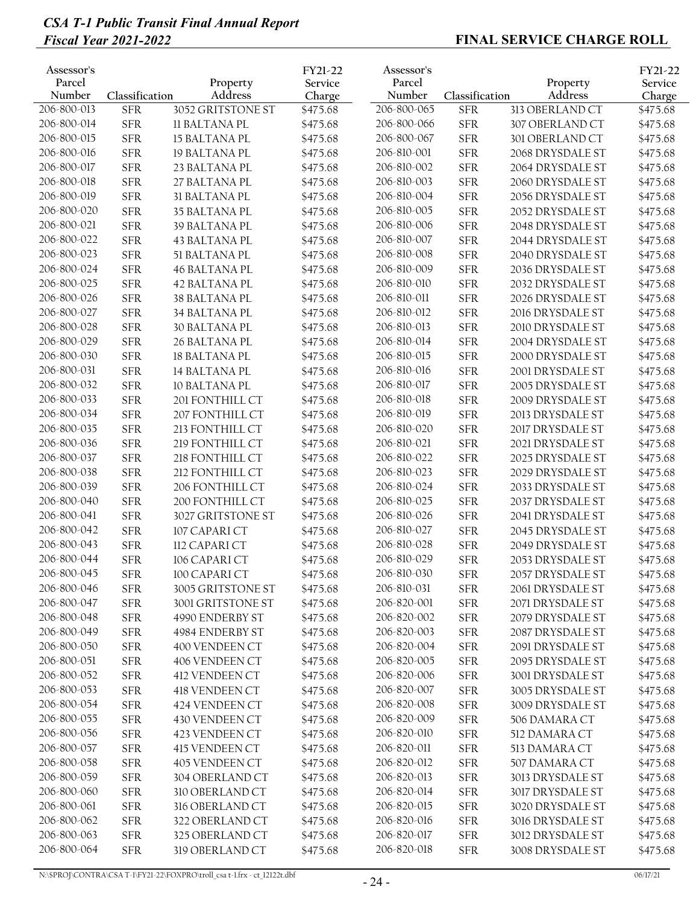## FINAL SERVICE CHARGE ROLL

| Assessor's Parcel Number | Classification | Property Address | FY21-22 Service Charge |
|---|---|---|---|
| 206-800-013 | SFR | 3052 GRITSTONE ST | $475.68 |
| 206-800-014 | SFR | 11 BALTANA PL | $475.68 |
| 206-800-015 | SFR | 15 BALTANA PL | $475.68 |
| 206-800-016 | SFR | 19 BALTANA PL | $475.68 |
| 206-800-017 | SFR | 23 BALTANA PL | $475.68 |
| 206-800-018 | SFR | 27 BALTANA PL | $475.68 |
| 206-800-019 | SFR | 31 BALTANA PL | $475.68 |
| 206-800-020 | SFR | 35 BALTANA PL | $475.68 |
| 206-800-021 | SFR | 39 BALTANA PL | $475.68 |
| 206-800-022 | SFR | 43 BALTANA PL | $475.68 |
| 206-800-023 | SFR | 51 BALTANA PL | $475.68 |
| 206-800-024 | SFR | 46 BALTANA PL | $475.68 |
| 206-800-025 | SFR | 42 BALTANA PL | $475.68 |
| 206-800-026 | SFR | 38 BALTANA PL | $475.68 |
| 206-800-027 | SFR | 34 BALTANA PL | $475.68 |
| 206-800-028 | SFR | 30 BALTANA PL | $475.68 |
| 206-800-029 | SFR | 26 BALTANA PL | $475.68 |
| 206-800-030 | SFR | 18 BALTANA PL | $475.68 |
| 206-800-031 | SFR | 14 BALTANA PL | $475.68 |
| 206-800-032 | SFR | 10 BALTANA PL | $475.68 |
| 206-800-033 | SFR | 201 FONTHILL CT | $475.68 |
| 206-800-034 | SFR | 207 FONTHILL CT | $475.68 |
| 206-800-035 | SFR | 213 FONTHILL CT | $475.68 |
| 206-800-036 | SFR | 219 FONTHILL CT | $475.68 |
| 206-800-037 | SFR | 218 FONTHILL CT | $475.68 |
| 206-800-038 | SFR | 212 FONTHILL CT | $475.68 |
| 206-800-039 | SFR | 206 FONTHILL CT | $475.68 |
| 206-800-040 | SFR | 200 FONTHILL CT | $475.68 |
| 206-800-041 | SFR | 3027 GRITSTONE ST | $475.68 |
| 206-800-042 | SFR | 107 CAPARI CT | $475.68 |
| 206-800-043 | SFR | 112 CAPARI CT | $475.68 |
| 206-800-044 | SFR | 106 CAPARI CT | $475.68 |
| 206-800-045 | SFR | 100 CAPARI CT | $475.68 |
| 206-800-046 | SFR | 3005 GRITSTONE ST | $475.68 |
| 206-800-047 | SFR | 3001 GRITSTONE ST | $475.68 |
| 206-800-048 | SFR | 4990 ENDERBY ST | $475.68 |
| 206-800-049 | SFR | 4984 ENDERBY ST | $475.68 |
| 206-800-050 | SFR | 400 VENDEEN CT | $475.68 |
| 206-800-051 | SFR | 406 VENDEEN CT | $475.68 |
| 206-800-052 | SFR | 412 VENDEEN CT | $475.68 |
| 206-800-053 | SFR | 418 VENDEEN CT | $475.68 |
| 206-800-054 | SFR | 424 VENDEEN CT | $475.68 |
| 206-800-055 | SFR | 430 VENDEEN CT | $475.68 |
| 206-800-056 | SFR | 423 VENDEEN CT | $475.68 |
| 206-800-057 | SFR | 415 VENDEEN CT | $475.68 |
| 206-800-058 | SFR | 405 VENDEEN CT | $475.68 |
| 206-800-059 | SFR | 304 OBERLAND CT | $475.68 |
| 206-800-060 | SFR | 310 OBERLAND CT | $475.68 |
| 206-800-061 | SFR | 316 OBERLAND CT | $475.68 |
| 206-800-062 | SFR | 322 OBERLAND CT | $475.68 |
| 206-800-063 | SFR | 325 OBERLAND CT | $475.68 |
| 206-800-064 | SFR | 319 OBERLAND CT | $475.68 |
| 206-800-065 | SFR | 313 OBERLAND CT | $475.68 |
| 206-800-066 | SFR | 307 OBERLAND CT | $475.68 |
| 206-800-067 | SFR | 301 OBERLAND CT | $475.68 |
| 206-810-001 | SFR | 2068 DRYSDALE ST | $475.68 |
| 206-810-002 | SFR | 2064 DRYSDALE ST | $475.68 |
| 206-810-003 | SFR | 2060 DRYSDALE ST | $475.68 |
| 206-810-004 | SFR | 2056 DRYSDALE ST | $475.68 |
| 206-810-005 | SFR | 2052 DRYSDALE ST | $475.68 |
| 206-810-006 | SFR | 2048 DRYSDALE ST | $475.68 |
| 206-810-007 | SFR | 2044 DRYSDALE ST | $475.68 |
| 206-810-008 | SFR | 2040 DRYSDALE ST | $475.68 |
| 206-810-009 | SFR | 2036 DRYSDALE ST | $475.68 |
| 206-810-010 | SFR | 2032 DRYSDALE ST | $475.68 |
| 206-810-011 | SFR | 2026 DRYSDALE ST | $475.68 |
| 206-810-012 | SFR | 2016 DRYSDALE ST | $475.68 |
| 206-810-013 | SFR | 2010 DRYSDALE ST | $475.68 |
| 206-810-014 | SFR | 2004 DRYSDALE ST | $475.68 |
| 206-810-015 | SFR | 2000 DRYSDALE ST | $475.68 |
| 206-810-016 | SFR | 2001 DRYSDALE ST | $475.68 |
| 206-810-017 | SFR | 2005 DRYSDALE ST | $475.68 |
| 206-810-018 | SFR | 2009 DRYSDALE ST | $475.68 |
| 206-810-019 | SFR | 2013 DRYSDALE ST | $475.68 |
| 206-810-020 | SFR | 2017 DRYSDALE ST | $475.68 |
| 206-810-021 | SFR | 2021 DRYSDALE ST | $475.68 |
| 206-810-022 | SFR | 2025 DRYSDALE ST | $475.68 |
| 206-810-023 | SFR | 2029 DRYSDALE ST | $475.68 |
| 206-810-024 | SFR | 2033 DRYSDALE ST | $475.68 |
| 206-810-025 | SFR | 2037 DRYSDALE ST | $475.68 |
| 206-810-026 | SFR | 2041 DRYSDALE ST | $475.68 |
| 206-810-027 | SFR | 2045 DRYSDALE ST | $475.68 |
| 206-810-028 | SFR | 2049 DRYSDALE ST | $475.68 |
| 206-810-029 | SFR | 2053 DRYSDALE ST | $475.68 |
| 206-810-030 | SFR | 2057 DRYSDALE ST | $475.68 |
| 206-810-031 | SFR | 2061 DRYSDALE ST | $475.68 |
| 206-820-001 | SFR | 2071 DRYSDALE ST | $475.68 |
| 206-820-002 | SFR | 2079 DRYSDALE ST | $475.68 |
| 206-820-003 | SFR | 2087 DRYSDALE ST | $475.68 |
| 206-820-004 | SFR | 2091 DRYSDALE ST | $475.68 |
| 206-820-005 | SFR | 2095 DRYSDALE ST | $475.68 |
| 206-820-006 | SFR | 3001 DRYSDALE ST | $475.68 |
| 206-820-007 | SFR | 3005 DRYSDALE ST | $475.68 |
| 206-820-008 | SFR | 3009 DRYSDALE ST | $475.68 |
| 206-820-009 | SFR | 506 DAMARA CT | $475.68 |
| 206-820-010 | SFR | 512 DAMARA CT | $475.68 |
| 206-820-011 | SFR | 513 DAMARA CT | $475.68 |
| 206-820-012 | SFR | 507 DAMARA CT | $475.68 |
| 206-820-013 | SFR | 3013 DRYSDALE ST | $475.68 |
| 206-820-014 | SFR | 3017 DRYSDALE ST | $475.68 |
| 206-820-015 | SFR | 3020 DRYSDALE ST | $475.68 |
| 206-820-016 | SFR | 3016 DRYSDALE ST | $475.68 |
| 206-820-017 | SFR | 3012 DRYSDALE ST | $475.68 |
| 206-820-018 | SFR | 3008 DRYSDALE ST | $475.68 |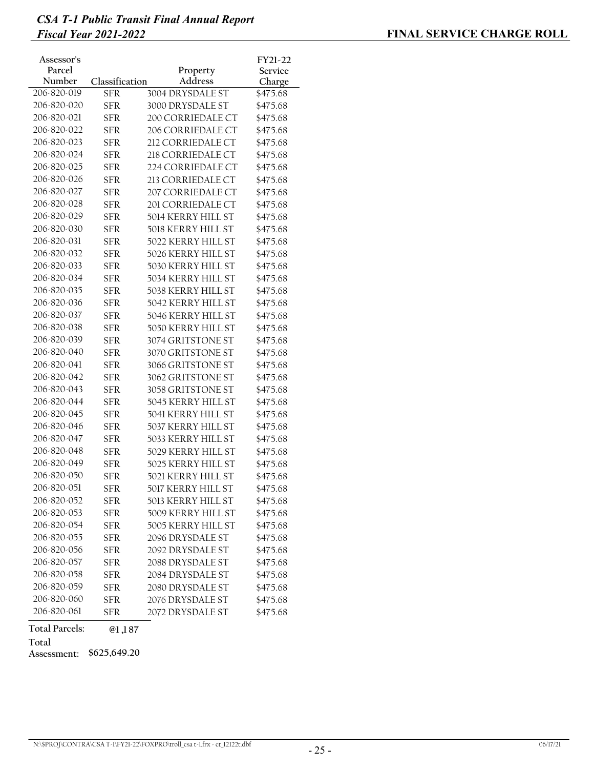# FINAL SERVICE CHARGE ROLL

| Assessor's Parcel Number | Classification | Property Address | FY21-22 Service Charge |
|---|---|---|---|
| 206-820-019 | SFR | 3004 DRYSDALE ST | $475.68 |
| 206-820-020 | SFR | 3000 DRYSDALE ST | $475.68 |
| 206-820-021 | SFR | 200 CORRIEDALE CT | $475.68 |
| 206-820-022 | SFR | 206 CORRIEDALE CT | $475.68 |
| 206-820-023 | SFR | 212 CORRIEDALE CT | $475.68 |
| 206-820-024 | SFR | 218 CORRIEDALE CT | $475.68 |
| 206-820-025 | SFR | 224 CORRIEDALE CT | $475.68 |
| 206-820-026 | SFR | 213 CORRIEDALE CT | $475.68 |
| 206-820-027 | SFR | 207 CORRIEDALE CT | $475.68 |
| 206-820-028 | SFR | 201 CORRIEDALE CT | $475.68 |
| 206-820-029 | SFR | 5014 KERRY HILL ST | $475.68 |
| 206-820-030 | SFR | 5018 KERRY HILL ST | $475.68 |
| 206-820-031 | SFR | 5022 KERRY HILL ST | $475.68 |
| 206-820-032 | SFR | 5026 KERRY HILL ST | $475.68 |
| 206-820-033 | SFR | 5030 KERRY HILL ST | $475.68 |
| 206-820-034 | SFR | 5034 KERRY HILL ST | $475.68 |
| 206-820-035 | SFR | 5038 KERRY HILL ST | $475.68 |
| 206-820-036 | SFR | 5042 KERRY HILL ST | $475.68 |
| 206-820-037 | SFR | 5046 KERRY HILL ST | $475.68 |
| 206-820-038 | SFR | 5050 KERRY HILL ST | $475.68 |
| 206-820-039 | SFR | 3074 GRITSTONE ST | $475.68 |
| 206-820-040 | SFR | 3070 GRITSTONE ST | $475.68 |
| 206-820-041 | SFR | 3066 GRITSTONE ST | $475.68 |
| 206-820-042 | SFR | 3062 GRITSTONE ST | $475.68 |
| 206-820-043 | SFR | 3058 GRITSTONE ST | $475.68 |
| 206-820-044 | SFR | 5045 KERRY HILL ST | $475.68 |
| 206-820-045 | SFR | 5041 KERRY HILL ST | $475.68 |
| 206-820-046 | SFR | 5037 KERRY HILL ST | $475.68 |
| 206-820-047 | SFR | 5033 KERRY HILL ST | $475.68 |
| 206-820-048 | SFR | 5029 KERRY HILL ST | $475.68 |
| 206-820-049 | SFR | 5025 KERRY HILL ST | $475.68 |
| 206-820-050 | SFR | 5021 KERRY HILL ST | $475.68 |
| 206-820-051 | SFR | 5017 KERRY HILL ST | $475.68 |
| 206-820-052 | SFR | 5013 KERRY HILL ST | $475.68 |
| 206-820-053 | SFR | 5009 KERRY HILL ST | $475.68 |
| 206-820-054 | SFR | 5005 KERRY HILL ST | $475.68 |
| 206-820-055 | SFR | 2096 DRYSDALE ST | $475.68 |
| 206-820-056 | SFR | 2092 DRYSDALE ST | $475.68 |
| 206-820-057 | SFR | 2088 DRYSDALE ST | $475.68 |
| 206-820-058 | SFR | 2084 DRYSDALE ST | $475.68 |
| 206-820-059 | SFR | 2080 DRYSDALE ST | $475.68 |
| 206-820-060 | SFR | 2076 DRYSDALE ST | $475.68 |
| 206-820-061 | SFR | 2072 DRYSDALE ST | $475.68 |

**Total Parcels:** @1,187

**Total Assessment:** $625,649.20